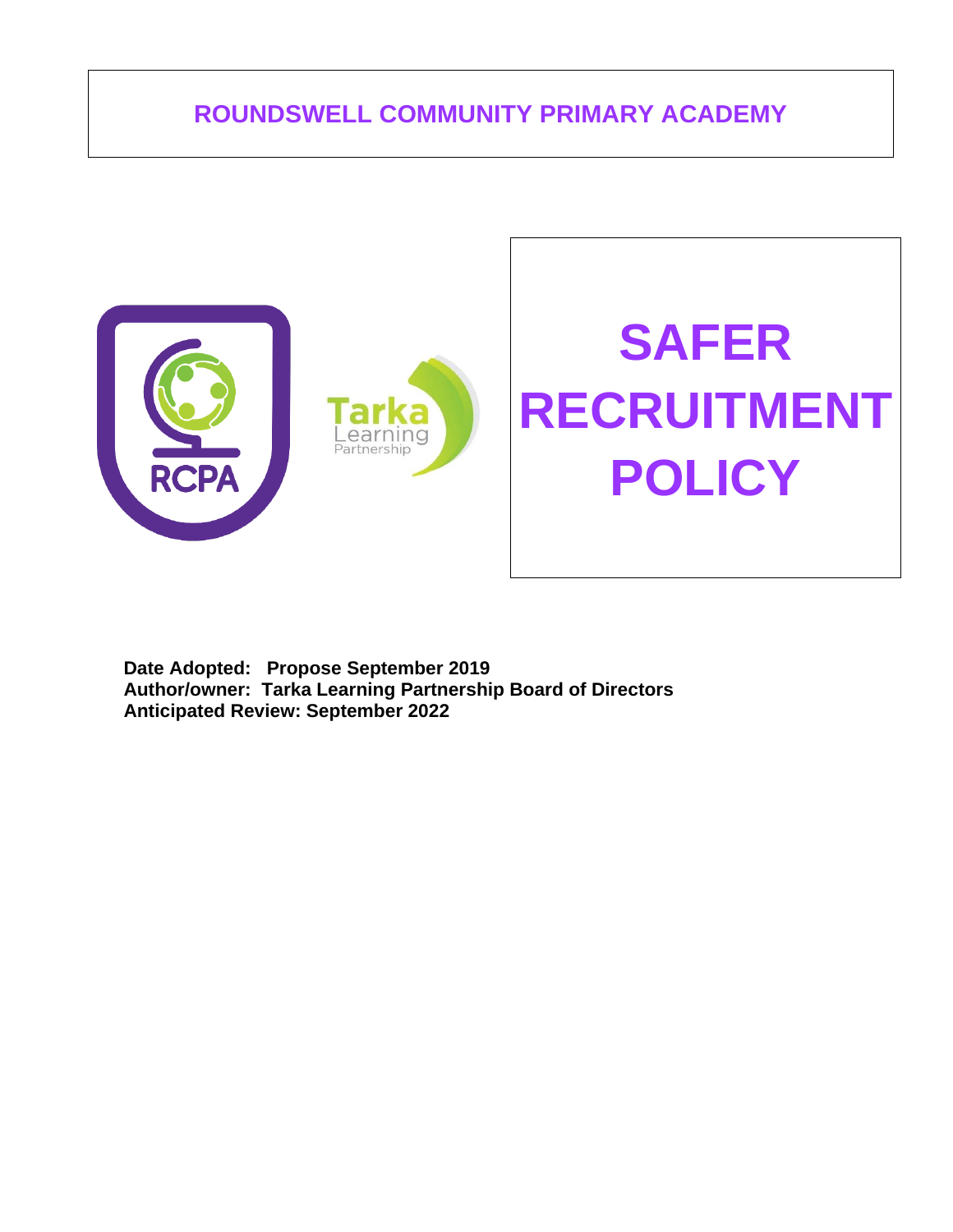# ROUNDSWELL COMMUNITY PRIMARY ACADEMY

RCPA

Tarka Learning Partnership

# SAFER RECRUITMENT POLICY

**Date Adopted: Propose September 2019**
**Author/owner: Tarka Learning Partnership Board of Directors**
**Anticipated Review: September 2022**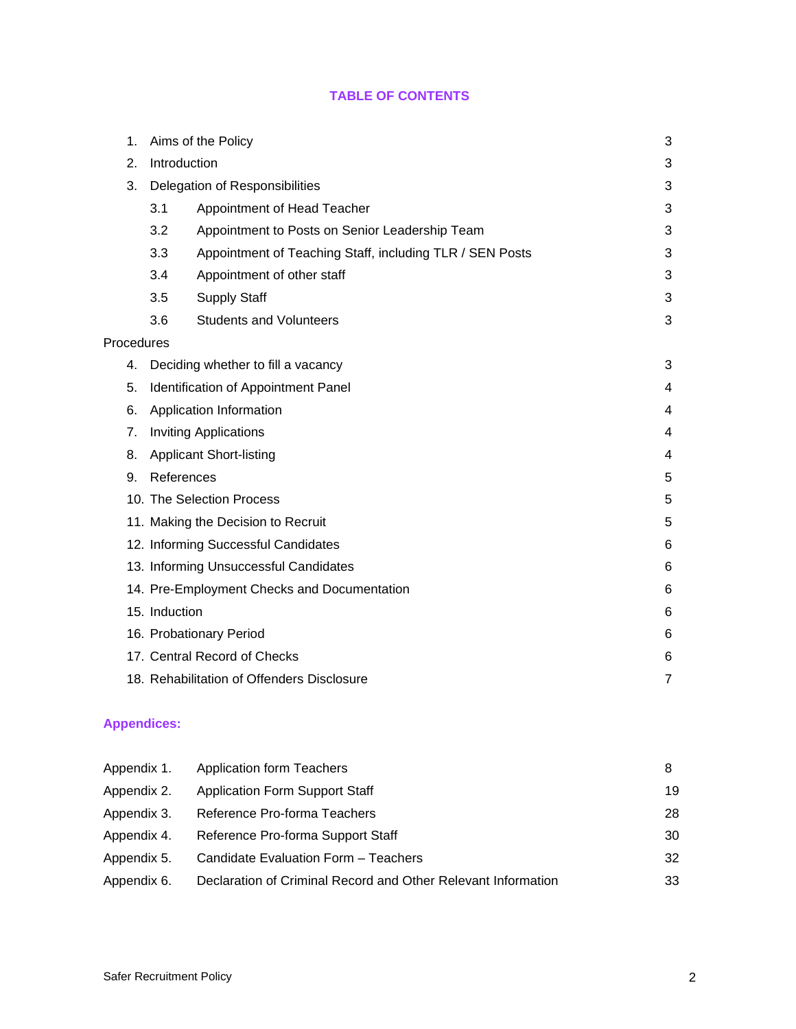## TABLE OF CONTENTS

| | | |
|---|---|---|
| 1. | Aims of the Policy | 3 |
| 2. | Introduction | 3 |
| 3. | Delegation of Responsibilities | 3 |
| 3.1 | Appointment of Head Teacher | 3 |
| 3.2 | Appointment to Posts on Senior Leadership Team | 3 |
| 3.3 | Appointment of Teaching Staff, including TLR / SEN Posts | 3 |
| 3.4 | Appointment of other staff | 3 |
| 3.5 | Supply Staff | 3 |
| 3.6 | Students and Volunteers | 3 |
| Procedures | | |
| 4. | Deciding whether to fill a vacancy | 3 |
| 5. | Identification of Appointment Panel | 4 |
| 6. | Application Information | 4 |
| 7. | Inviting Applications | 4 |
| 8. | Applicant Short-listing | 4 |
| 9. | References | 5 |
| 10. | The Selection Process | 5 |
| 11. | Making the Decision to Recruit | 5 |
| 12. | Informing Successful Candidates | 6 |
| 13. | Informing Unsuccessful Candidates | 6 |
| 14. | Pre-Employment Checks and Documentation | 6 |
| 15. | Induction | 6 |
| 16. | Probationary Period | 6 |
| 17. | Central Record of Checks | 6 |
| 18. | Rehabilitation of Offenders Disclosure | 7 |

### Appendices:

| | | |
|---|---|---|
| Appendix 1. | Application form Teachers | 8 |
| Appendix 2. | Application Form Support Staff | 19 |
| Appendix 3. | Reference Pro-forma Teachers | 28 |
| Appendix 4. | Reference Pro-forma Support Staff | 30 |
| Appendix 5. | Candidate Evaluation Form – Teachers | 32 |
| Appendix 6. | Declaration of Criminal Record and Other Relevant Information | 33 |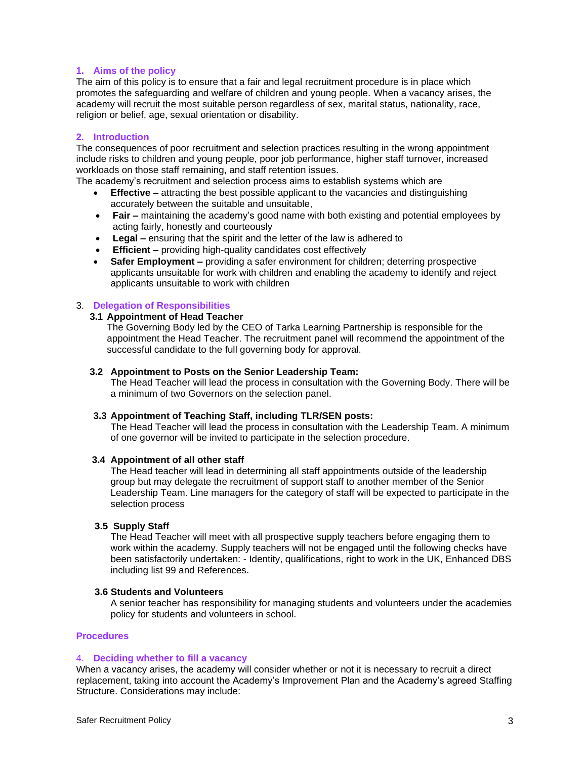## 1. Aims of the policy

The aim of this policy is to ensure that a fair and legal recruitment procedure is in place which promotes the safeguarding and welfare of children and young people. When a vacancy arises, the academy will recruit the most suitable person regardless of sex, marital status, nationality, race, religion or belief, age, sexual orientation or disability.

## 2. Introduction

The consequences of poor recruitment and selection practices resulting in the wrong appointment include risks to children and young people, poor job performance, higher staff turnover, increased workloads on those staff remaining, and staff retention issues.

The academy's recruitment and selection process aims to establish systems which are

- **Effective –** attracting the best possible applicant to the vacancies and distinguishing accurately between the suitable and unsuitable,
- **Fair –** maintaining the academy's good name with both existing and potential employees by acting fairly, honestly and courteously
- **Legal –** ensuring that the spirit and the letter of the law is adhered to
- **Efficient –** providing high-quality candidates cost effectively
- **Safer Employment –** providing a safer environment for children; deterring prospective applicants unsuitable for work with children and enabling the academy to identify and reject applicants unsuitable to work with children

## 3. Delegation of Responsibilities

### 3.1 Appointment of Head Teacher

The Governing Body led by the CEO of Tarka Learning Partnership is responsible for the appointment the Head Teacher. The recruitment panel will recommend the appointment of the successful candidate to the full governing body for approval.

### 3.2 Appointment to Posts on the Senior Leadership Team:

The Head Teacher will lead the process in consultation with the Governing Body. There will be a minimum of two Governors on the selection panel.

### 3.3 Appointment of Teaching Staff, including TLR/SEN posts:

The Head Teacher will lead the process in consultation with the Leadership Team. A minimum of one governor will be invited to participate in the selection procedure.

### 3.4 Appointment of all other staff

The Head teacher will lead in determining all staff appointments outside of the leadership group but may delegate the recruitment of support staff to another member of the Senior Leadership Team. Line managers for the category of staff will be expected to participate in the selection process

### 3.5 Supply Staff

The Head Teacher will meet with all prospective supply teachers before engaging them to work within the academy. Supply teachers will not be engaged until the following checks have been satisfactorily undertaken: - Identity, qualifications, right to work in the UK, Enhanced DBS including list 99 and References.

### 3.6 Students and Volunteers

A senior teacher has responsibility for managing students and volunteers under the academies policy for students and volunteers in school.

## Procedures

## 4. Deciding whether to fill a vacancy

When a vacancy arises, the academy will consider whether or not it is necessary to recruit a direct replacement, taking into account the Academy's Improvement Plan and the Academy's agreed Staffing Structure. Considerations may include: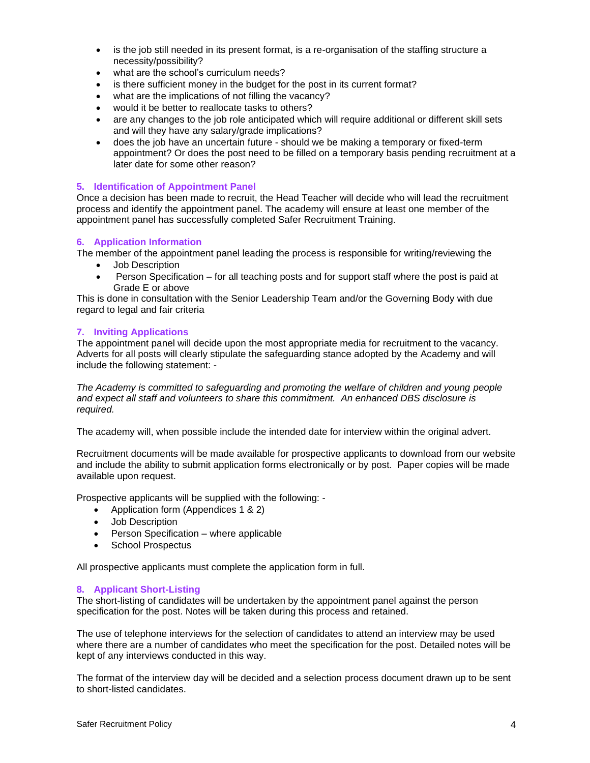- is the job still needed in its present format, is a re-organisation of the staffing structure a necessity/possibility?
- what are the school's curriculum needs?
- is there sufficient money in the budget for the post in its current format?
- what are the implications of not filling the vacancy?
- would it be better to reallocate tasks to others?
- are any changes to the job role anticipated which will require additional or different skill sets and will they have any salary/grade implications?
- does the job have an uncertain future - should we be making a temporary or fixed-term appointment? Or does the post need to be filled on a temporary basis pending recruitment at a later date for some other reason?

### 5. Identification of Appointment Panel

Once a decision has been made to recruit, the Head Teacher will decide who will lead the recruitment process and identify the appointment panel. The academy will ensure at least one member of the appointment panel has successfully completed Safer Recruitment Training.

### 6. Application Information

The member of the appointment panel leading the process is responsible for writing/reviewing the

- Job Description
- Person Specification – for all teaching posts and for support staff where the post is paid at Grade E or above

This is done in consultation with the Senior Leadership Team and/or the Governing Body with due regard to legal and fair criteria

### 7. Inviting Applications

The appointment panel will decide upon the most appropriate media for recruitment to the vacancy. Adverts for all posts will clearly stipulate the safeguarding stance adopted by the Academy and will include the following statement: -

*The Academy is committed to safeguarding and promoting the welfare of children and young people and expect all staff and volunteers to share this commitment. An enhanced DBS disclosure is required.*

The academy will, when possible include the intended date for interview within the original advert.

Recruitment documents will be made available for prospective applicants to download from our website and include the ability to submit application forms electronically or by post. Paper copies will be made available upon request.

Prospective applicants will be supplied with the following: -

- Application form (Appendices 1 & 2)
- Job Description
- Person Specification – where applicable
- School Prospectus

All prospective applicants must complete the application form in full.

### 8. Applicant Short-Listing

The short-listing of candidates will be undertaken by the appointment panel against the person specification for the post. Notes will be taken during this process and retained.

The use of telephone interviews for the selection of candidates to attend an interview may be used where there are a number of candidates who meet the specification for the post. Detailed notes will be kept of any interviews conducted in this way.

The format of the interview day will be decided and a selection process document drawn up to be sent to short-listed candidates.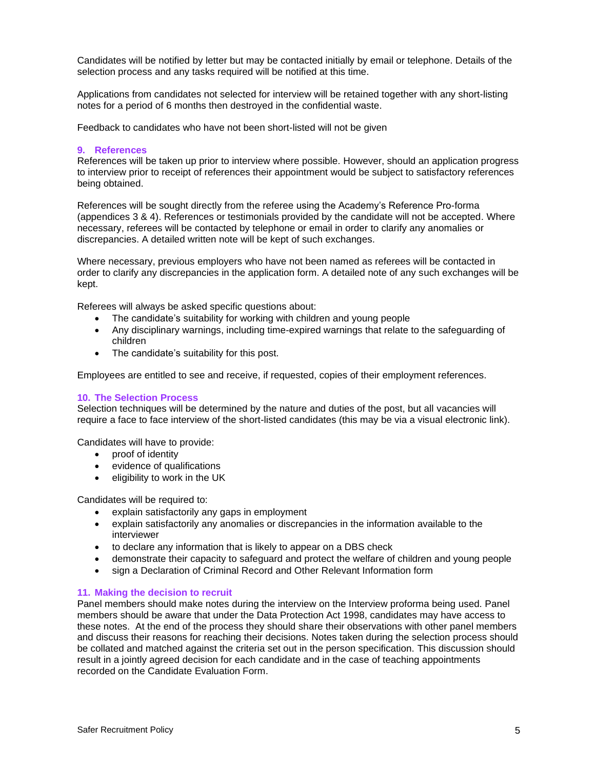Candidates will be notified by letter but may be contacted initially by email or telephone. Details of the selection process and any tasks required will be notified at this time.

Applications from candidates not selected for interview will be retained together with any short-listing notes for a period of 6 months then destroyed in the confidential waste.

Feedback to candidates who have not been short-listed will not be given

## 9. References

References will be taken up prior to interview where possible. However, should an application progress to interview prior to receipt of references their appointment would be subject to satisfactory references being obtained.

References will be sought directly from the referee using the Academy's Reference Pro-forma (appendices 3 & 4). References or testimonials provided by the candidate will not be accepted. Where necessary, referees will be contacted by telephone or email in order to clarify any anomalies or discrepancies. A detailed written note will be kept of such exchanges.

Where necessary, previous employers who have not been named as referees will be contacted in order to clarify any discrepancies in the application form. A detailed note of any such exchanges will be kept.

Referees will always be asked specific questions about:

- The candidate's suitability for working with children and young people
- Any disciplinary warnings, including time-expired warnings that relate to the safeguarding of children
- The candidate's suitability for this post.

Employees are entitled to see and receive, if requested, copies of their employment references.

## 10. The Selection Process

Selection techniques will be determined by the nature and duties of the post, but all vacancies will require a face to face interview of the short-listed candidates (this may be via a visual electronic link).

Candidates will have to provide:

- proof of identity
- evidence of qualifications
- eligibility to work in the UK

Candidates will be required to:

- explain satisfactorily any gaps in employment
- explain satisfactorily any anomalies or discrepancies in the information available to the interviewer
- to declare any information that is likely to appear on a DBS check
- demonstrate their capacity to safeguard and protect the welfare of children and young people
- sign a Declaration of Criminal Record and Other Relevant Information form

## 11. Making the decision to recruit

Panel members should make notes during the interview on the Interview proforma being used. Panel members should be aware that under the Data Protection Act 1998, candidates may have access to these notes. At the end of the process they should share their observations with other panel members and discuss their reasons for reaching their decisions. Notes taken during the selection process should be collated and matched against the criteria set out in the person specification. This discussion should result in a jointly agreed decision for each candidate and in the case of teaching appointments recorded on the Candidate Evaluation Form.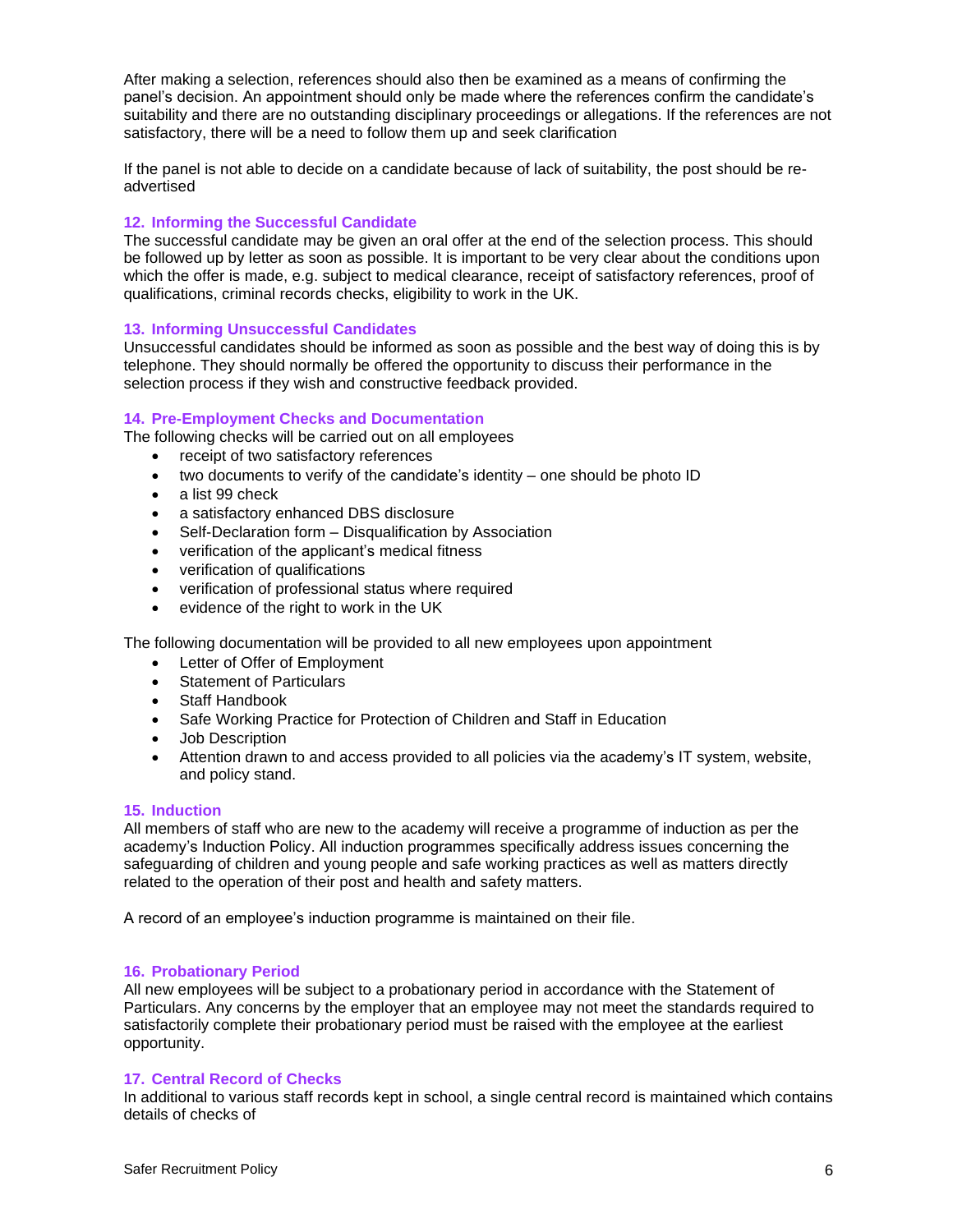After making a selection, references should also then be examined as a means of confirming the panel's decision. An appointment should only be made where the references confirm the candidate's suitability and there are no outstanding disciplinary proceedings or allegations. If the references are not satisfactory, there will be a need to follow them up and seek clarification

If the panel is not able to decide on a candidate because of lack of suitability, the post should be re-advertised

## 12. Informing the Successful Candidate

The successful candidate may be given an oral offer at the end of the selection process. This should be followed up by letter as soon as possible. It is important to be very clear about the conditions upon which the offer is made, e.g. subject to medical clearance, receipt of satisfactory references, proof of qualifications, criminal records checks, eligibility to work in the UK.

## 13. Informing Unsuccessful Candidates

Unsuccessful candidates should be informed as soon as possible and the best way of doing this is by telephone. They should normally be offered the opportunity to discuss their performance in the selection process if they wish and constructive feedback provided.

## 14. Pre-Employment Checks and Documentation

The following checks will be carried out on all employees

- receipt of two satisfactory references
- two documents to verify of the candidate's identity – one should be photo ID
- a list 99 check
- a satisfactory enhanced DBS disclosure
- Self-Declaration form – Disqualification by Association
- verification of the applicant's medical fitness
- verification of qualifications
- verification of professional status where required
- evidence of the right to work in the UK

The following documentation will be provided to all new employees upon appointment

- Letter of Offer of Employment
- Statement of Particulars
- Staff Handbook
- Safe Working Practice for Protection of Children and Staff in Education
- Job Description
- Attention drawn to and access provided to all policies via the academy's IT system, website, and policy stand.

## 15. Induction

All members of staff who are new to the academy will receive a programme of induction as per the academy's Induction Policy. All induction programmes specifically address issues concerning the safeguarding of children and young people and safe working practices as well as matters directly related to the operation of their post and health and safety matters.

A record of an employee's induction programme is maintained on their file.

## 16. Probationary Period

All new employees will be subject to a probationary period in accordance with the Statement of Particulars. Any concerns by the employer that an employee may not meet the standards required to satisfactorily complete their probationary period must be raised with the employee at the earliest opportunity.

## 17. Central Record of Checks

In additional to various staff records kept in school, a single central record is maintained which contains details of checks of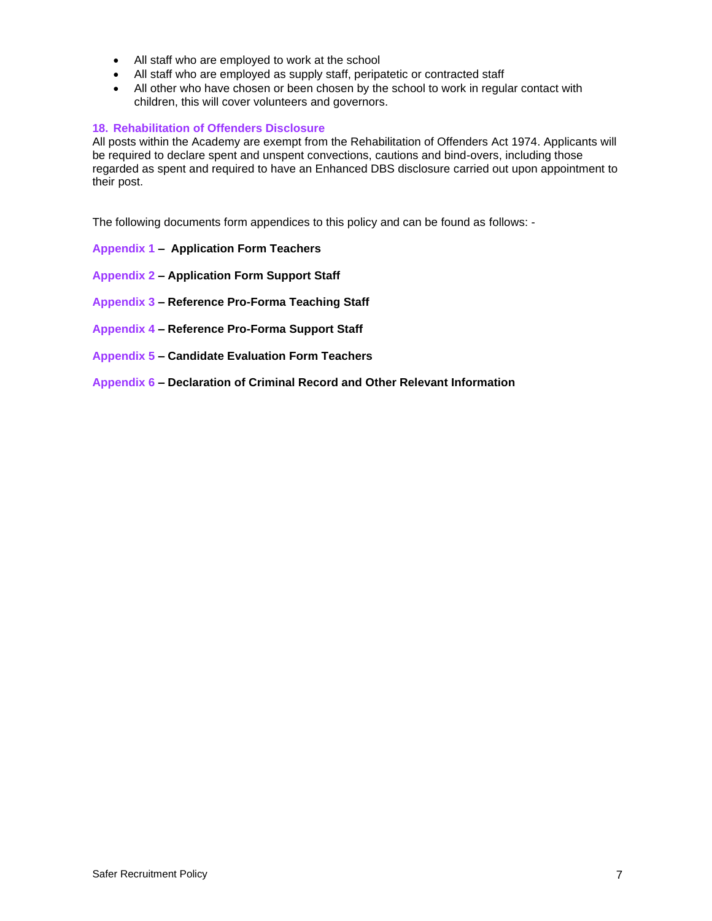- All staff who are employed to work at the school
- All staff who are employed as supply staff, peripatetic or contracted staff
- All other who have chosen or been chosen by the school to work in regular contact with children, this will cover volunteers and governors.

## 18. Rehabilitation of Offenders Disclosure

All posts within the Academy are exempt from the Rehabilitation of Offenders Act 1974. Applicants will be required to declare spent and unspent convections, cautions and bind-overs, including those regarded as spent and required to have an Enhanced DBS disclosure carried out upon appointment to their post.

The following documents form appendices to this policy and can be found as follows: -

Appendix 1 – **Application Form Teachers**

Appendix 2 – **Application Form Support Staff**

Appendix 3 – **Reference Pro-Forma Teaching Staff**

Appendix 4 – **Reference Pro-Forma Support Staff**

Appendix 5 – **Candidate Evaluation Form Teachers**

Appendix 6 – **Declaration of Criminal Record and Other Relevant Information**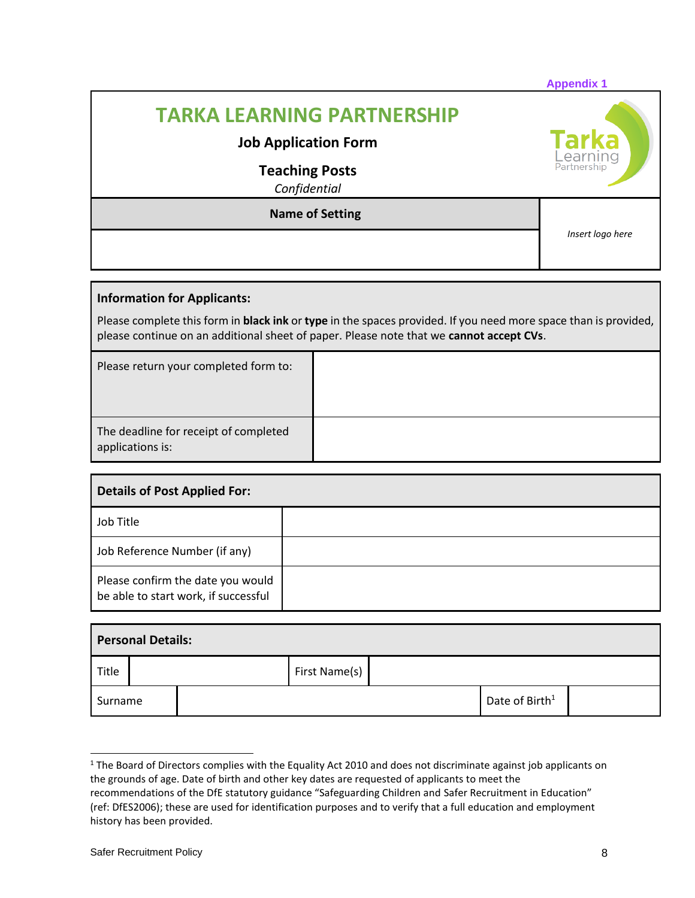Appendix 1

# TARKA LEARNING PARTNERSHIP

**Job Application Form**

**Teaching Posts**

*Confidential*

| Name of Setting | *Insert logo here* |
| --- | --- |
| | |

| **Information for Applicants:** Please complete this form in **black ink** or **type** in the spaces provided. If you need more space than is provided, please continue on an additional sheet of paper. Please note that we **cannot accept CVs**. | |
| --- | --- |
| Please return your completed form to: | |
| The deadline for receipt of completed applications is: | |

| **Details of Post Applied For:** | |
| --- | --- |
| Job Title | |
| Job Reference Number (if any) | |
| Please confirm the date you would be able to start work, if successful | |

| **Personal Details:** | | | |
| --- | --- | --- | --- |
| Title | | First Name(s) | |
| Surname | | Date of Birth[1] | |

[1] The Board of Directors complies with the Equality Act 2010 and does not discriminate against job applicants on the grounds of age. Date of birth and other key dates are requested of applicants to meet the recommendations of the DfE statutory guidance "Safeguarding Children and Safer Recruitment in Education" (ref: DfES2006); these are used for identification purposes and to verify that a full education and employment history has been provided.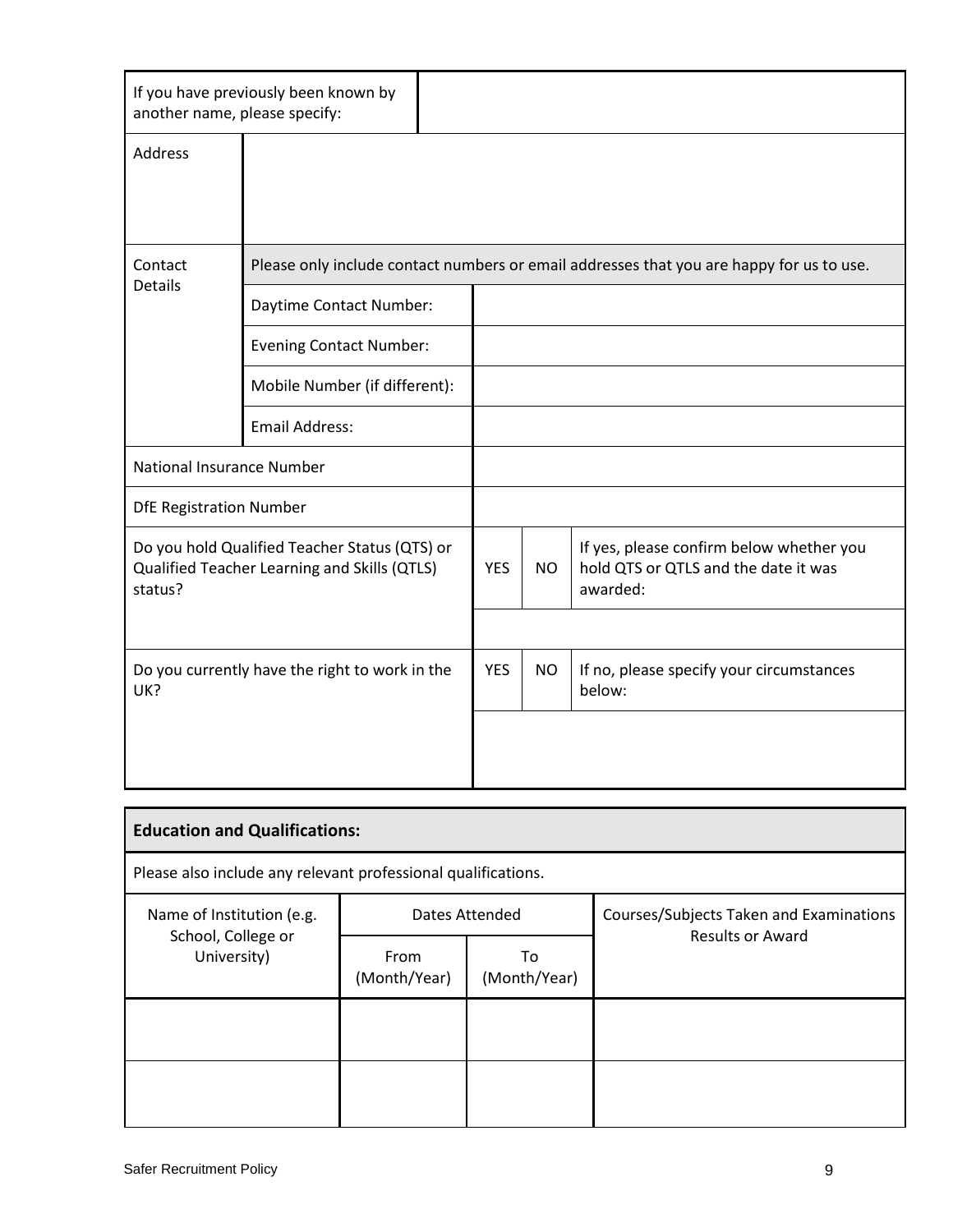| If you have previously been known by another name, please specify: | | | |
|---|---|---|---|
| Address | | | |
| Contact Details | Please only include contact numbers or email addresses that you are happy for us to use. | | |
| | Daytime Contact Number: | | |
| | Evening Contact Number: | | |
| | Mobile Number (if different): | | |
| | Email Address: | | |
| National Insurance Number | | | |
| DfE Registration Number | | | |

| Do you hold Qualified Teacher Status (QTS) or Qualified Teacher Learning and Skills (QTLS) status? | YES | NO | If yes, please confirm below whether you hold QTS or QTLS and the date it was awarded: |
|---|---|---|---|
| | | | |
| Do you currently have the right to work in the UK? | YES | NO | If no, please specify your circumstances below: |
| | | | |

| **Education and Qualifications:** | | | |
|---|---|---|---|
| Please also include any relevant professional qualifications. | | | |
| Name of Institution (e.g. School, College or University) | Dates Attended | | Courses/Subjects Taken and Examinations Results or Award |
| | From (Month/Year) | To (Month/Year) | |
| | | | |
| | | | |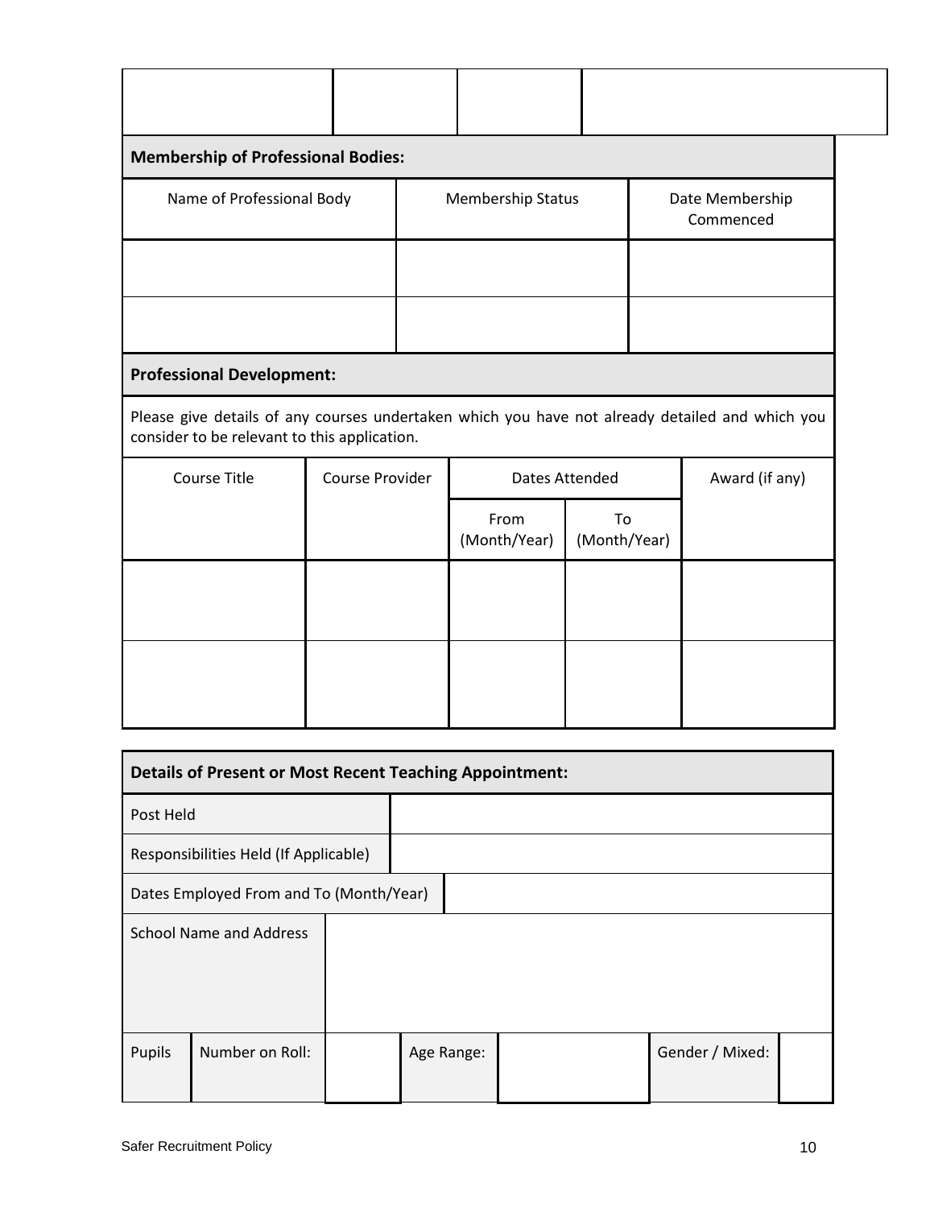| | | | |
|---|---|---|---|
| | | | |

**Membership of Professional Bodies:**

| Name of Professional Body | Membership Status | Date Membership Commenced |
|---|---|---|
| | | |
| | | |

**Professional Development:**

Please give details of any courses undertaken which you have not already detailed and which you consider to be relevant to this application.

| Course Title | Course Provider | Dates Attended | | Award (if any) |
|---|---|---|---|---|
| | | From (Month/Year) | To (Month/Year) | |
| | | | | |
| | | | | |

**Details of Present or Most Recent Teaching Appointment:**

| | |
|---|---|
| Post Held | |
| Responsibilities Held (If Applicable) | |
| Dates Employed From and To (Month/Year) | |
| School Name and Address | |

| Pupils | Number on Roll: | | Age Range: | | Gender / Mixed: | |
|---|---|---|---|---|---|---|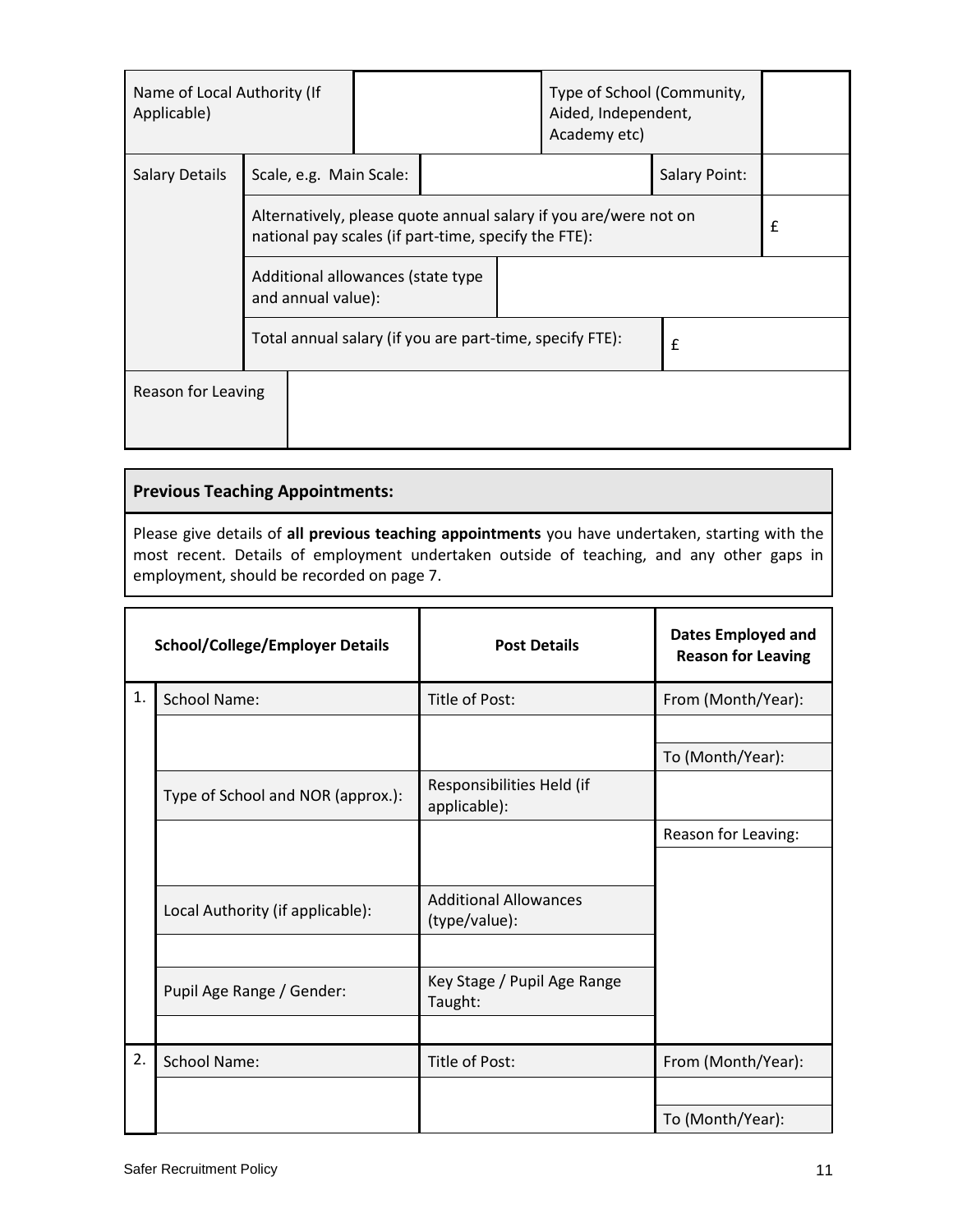| Name of Local Authority (If Applicable) | | Type of School (Community, Aided, Independent, Academy etc) | |
|---|---|---|---|
| Salary Details | Scale, e.g. Main Scale: | | Salary Point: |
| | Alternatively, please quote annual salary if you are/were not on national pay scales (if part-time, specify the FTE): | | £ |
| | Additional allowances (state type and annual value): | | |
| | Total annual salary (if you are part-time, specify FTE): | | £ |
| Reason for Leaving | | | |

**Previous Teaching Appointments:**

Please give details of **all previous teaching appointments** you have undertaken, starting with the most recent. Details of employment undertaken outside of teaching, and any other gaps in employment, should be recorded on page 7.

| | School/College/Employer Details | Post Details | Dates Employed and Reason for Leaving |
|---|---|---|---|
| 1. | School Name: | Title of Post: | From (Month/Year): |
| | | | |
| | | | To (Month/Year): |
| | Type of School and NOR (approx.): | Responsibilities Held (if applicable): | |
| | | | Reason for Leaving: |
| | Local Authority (if applicable): | Additional Allowances (type/value): | |
| | | | |
| | Pupil Age Range / Gender: | Key Stage / Pupil Age Range Taught: | |
| | | | |
| 2. | School Name: | Title of Post: | From (Month/Year): |
| | | | |
| | | | To (Month/Year): |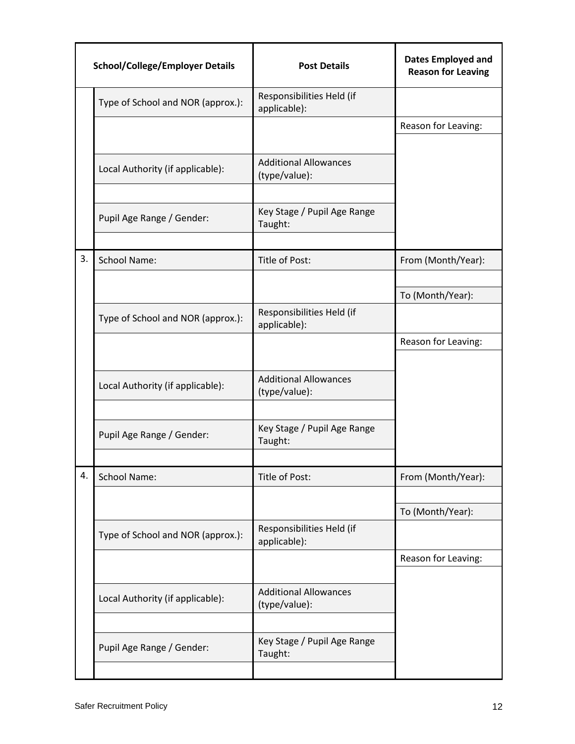| | School/College/Employer Details | Post Details | Dates Employed and Reason for Leaving |
|---|---|---|---|
| | Type of School and NOR (approx.): | Responsibilities Held (if applicable): | |
| | | | Reason for Leaving: |
| | Local Authority (if applicable): | Additional Allowances (type/value): | |
| | | | |
| | Pupil Age Range / Gender: | Key Stage / Pupil Age Range Taught: | |
| | | | |
| 3. | School Name: | Title of Post: | From (Month/Year): |
| | | | |
| | | | To (Month/Year): |
| | Type of School and NOR (approx.): | Responsibilities Held (if applicable): | |
| | | | Reason for Leaving: |
| | Local Authority (if applicable): | Additional Allowances (type/value): | |
| | | | |
| | Pupil Age Range / Gender: | Key Stage / Pupil Age Range Taught: | |
| | | | |
| 4. | School Name: | Title of Post: | From (Month/Year): |
| | | | |
| | | | To (Month/Year): |
| | Type of School and NOR (approx.): | Responsibilities Held (if applicable): | |
| | | | Reason for Leaving: |
| | Local Authority (if applicable): | Additional Allowances (type/value): | |
| | | | |
| | Pupil Age Range / Gender: | Key Stage / Pupil Age Range Taught: | |
| | | | |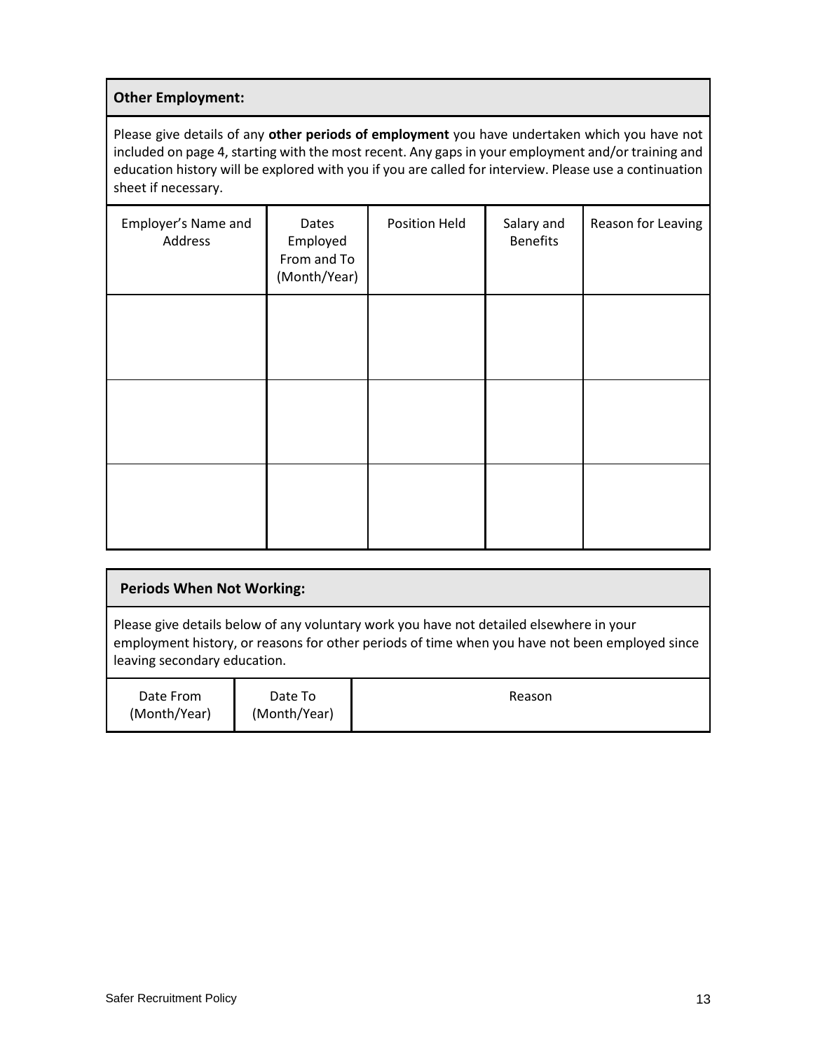**Other Employment:**

Please give details of any **other periods of employment** you have undertaken which you have not included on page 4, starting with the most recent. Any gaps in your employment and/or training and education history will be explored with you if you are called for interview. Please use a continuation sheet if necessary.

| Employer's Name and Address | Dates Employed From and To (Month/Year) | Position Held | Salary and Benefits | Reason for Leaving |
| --- | --- | --- | --- | --- |
| | | | | |
| | | | | |
| | | | | |

**Periods When Not Working:**

Please give details below of any voluntary work you have not detailed elsewhere in your employment history, or reasons for other periods of time when you have not been employed since leaving secondary education.

| Date From (Month/Year) | Date To (Month/Year) | Reason |
| --- | --- | --- |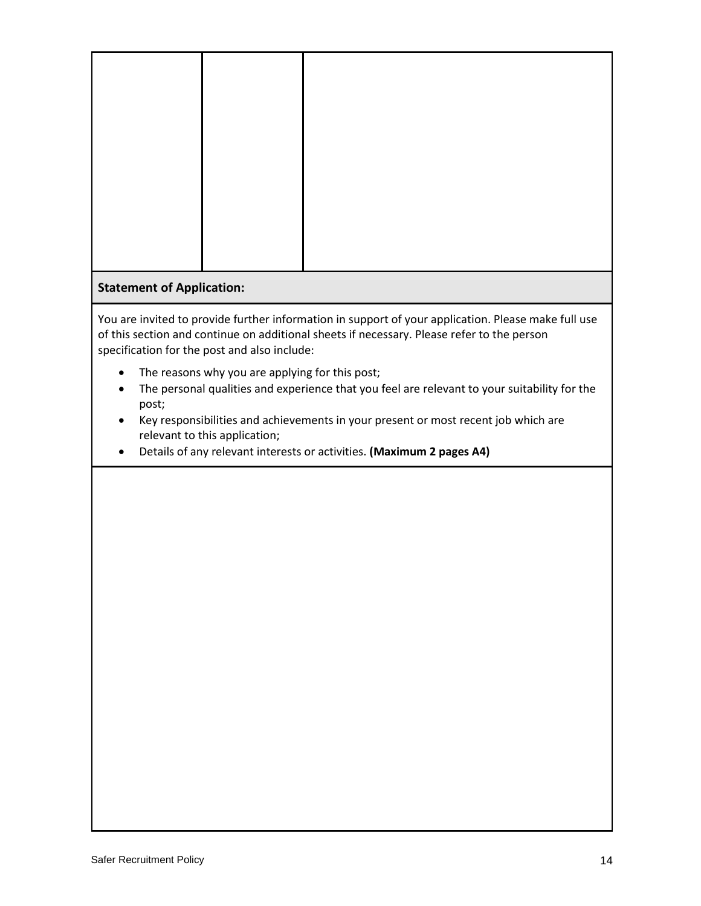| | | |
|---|---|---|
| | | |

**Statement of Application:**

You are invited to provide further information in support of your application. Please make full use of this section and continue on additional sheets if necessary. Please refer to the person specification for the post and also include:

- The reasons why you are applying for this post;
- The personal qualities and experience that you feel are relevant to your suitability for the post;
- Key responsibilities and achievements in your present or most recent job which are relevant to this application;
- Details of any relevant interests or activities. **(Maximum 2 pages A4)**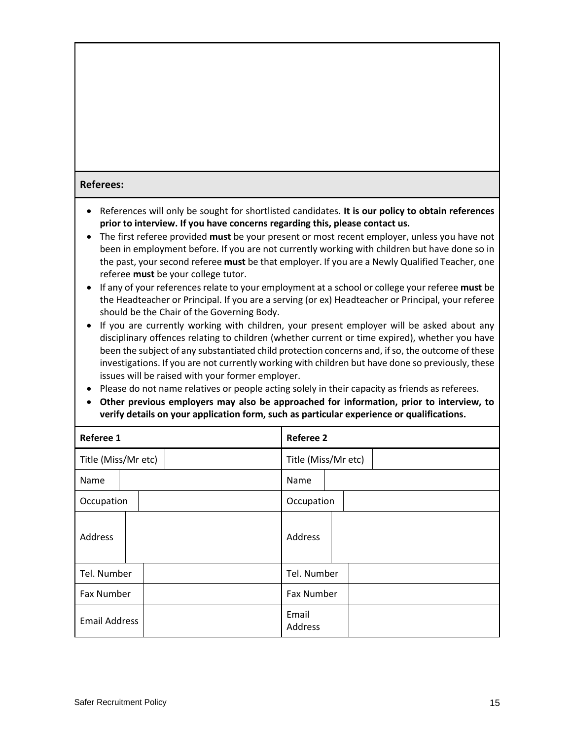**Referees:**

- References will only be sought for shortlisted candidates. **It is our policy to obtain references prior to interview. If you have concerns regarding this, please contact us.**
- The first referee provided **must** be your present or most recent employer, unless you have not been in employment before. If you are not currently working with children but have done so in the past, your second referee **must** be that employer. If you are a Newly Qualified Teacher, one referee **must** be your college tutor.
- If any of your references relate to your employment at a school or college your referee **must** be the Headteacher or Principal. If you are a serving (or ex) Headteacher or Principal, your referee should be the Chair of the Governing Body.
- If you are currently working with children, your present employer will be asked about any disciplinary offences relating to children (whether current or time expired), whether you have been the subject of any substantiated child protection concerns and, if so, the outcome of these investigations. If you are not currently working with children but have done so previously, these issues will be raised with your former employer.
- Please do not name relatives or people acting solely in their capacity as friends as referees.
- **Other previous employers may also be approached for information, prior to interview, to verify details on your application form, such as particular experience or qualifications.**

| **Referee 1** | | **Referee 2** | |
|---|---|---|---|
| Title (Miss/Mr etc) | | Title (Miss/Mr etc) | |
| Name | | Name | |
| Occupation | | Occupation | |
| Address | | Address | |
| Tel. Number | | Tel. Number | |
| Fax Number | | Fax Number | |
| Email Address | | Email Address | |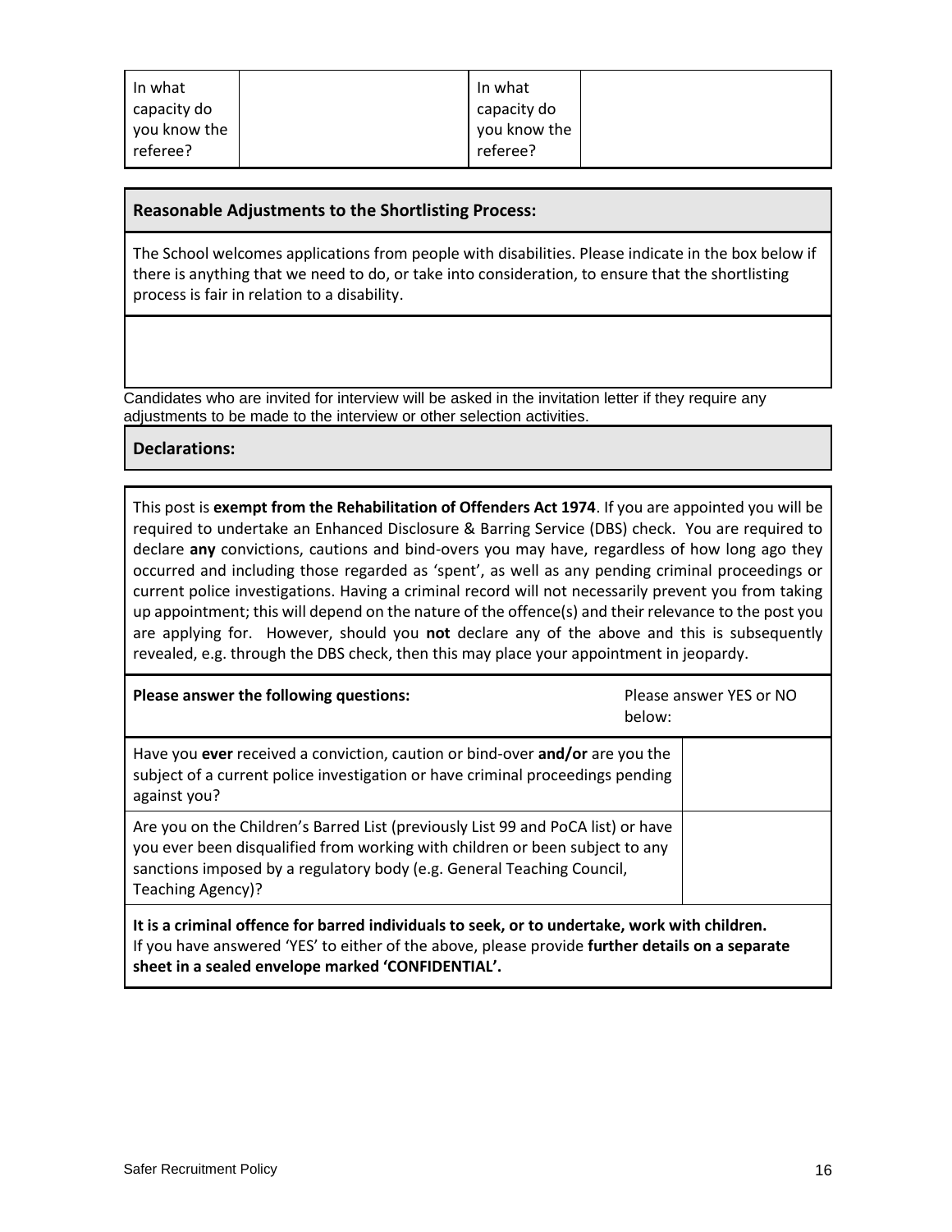| In what capacity do you know the referee? | | In what capacity do you know the referee? | |
|---|---|---|---|

**Reasonable Adjustments to the Shortlisting Process:**

The School welcomes applications from people with disabilities. Please indicate in the box below if there is anything that we need to do, or take into consideration, to ensure that the shortlisting process is fair in relation to a disability.

Candidates who are invited for interview will be asked in the invitation letter if they require any adjustments to be made to the interview or other selection activities.

**Declarations:**

This post is **exempt from the Rehabilitation of Offenders Act 1974**. If you are appointed you will be required to undertake an Enhanced Disclosure & Barring Service (DBS) check. You are required to declare **any** convictions, cautions and bind-overs you may have, regardless of how long ago they occurred and including those regarded as 'spent', as well as any pending criminal proceedings or current police investigations. Having a criminal record will not necessarily prevent you from taking up appointment; this will depend on the nature of the offence(s) and their relevance to the post you are applying for. However, should you **not** declare any of the above and this is subsequently revealed, e.g. through the DBS check, then this may place your appointment in jeopardy.

| **Please answer the following questions:** | Please answer YES or NO below: |
|---|---|
| Have you **ever** received a conviction, caution or bind-over **and/or** are you the subject of a current police investigation or have criminal proceedings pending against you? | |
| Are you on the Children's Barred List (previously List 99 and PoCA list) or have you ever been disqualified from working with children or been subject to any sanctions imposed by a regulatory body (e.g. General Teaching Council, Teaching Agency)? | |

**It is a criminal offence for barred individuals to seek, or to undertake, work with children.**
If you have answered 'YES' to either of the above, please provide **further details on a separate sheet in a sealed envelope marked 'CONFIDENTIAL'.**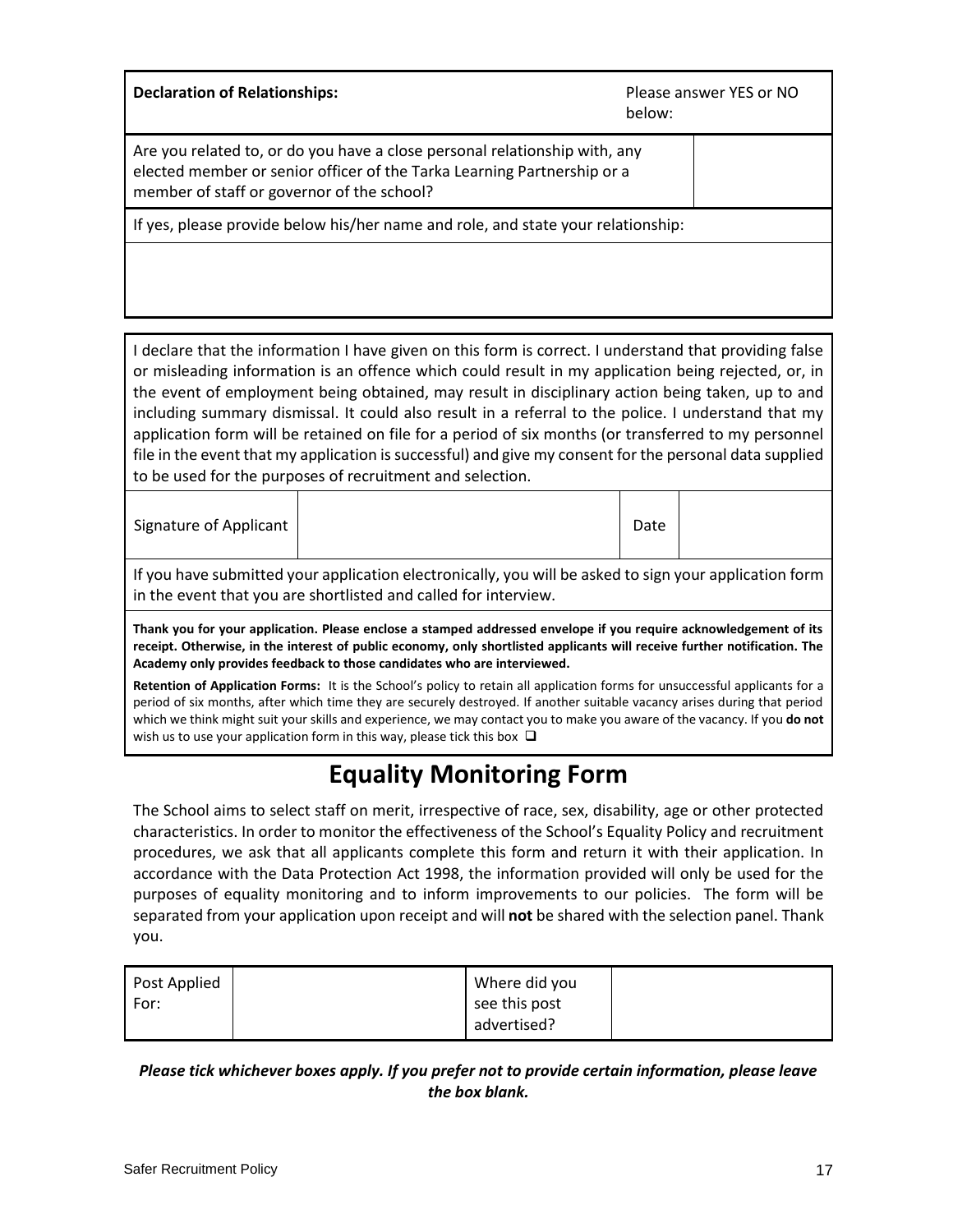| **Declaration of Relationships:** | Please answer YES or NO below: |
|---|---|
| Are you related to, or do you have a close personal relationship with, any elected member or senior officer of the Tarka Learning Partnership or a member of staff or governor of the school? | |
| If yes, please provide below his/her name and role, and state your relationship: | |
| | |

I declare that the information I have given on this form is correct. I understand that providing false or misleading information is an offence which could result in my application being rejected, or, in the event of employment being obtained, may result in disciplinary action being taken, up to and including summary dismissal. It could also result in a referral to the police. I understand that my application form will be retained on file for a period of six months (or transferred to my personnel file in the event that my application is successful) and give my consent for the personal data supplied to be used for the purposes of recruitment and selection.

| Signature of Applicant | | Date | |
|---|---|---|---|

If you have submitted your application electronically, you will be asked to sign your application form in the event that you are shortlisted and called for interview.

**Thank you for your application. Please enclose a stamped addressed envelope if you require acknowledgement of its receipt. Otherwise, in the interest of public economy, only shortlisted applicants will receive further notification. The Academy only provides feedback to those candidates who are interviewed.**

**Retention of Application Forms:** It is the School's policy to retain all application forms for unsuccessful applicants for a period of six months, after which time they are securely destroyed. If another suitable vacancy arises during that period which we think might suit your skills and experience, we may contact you to make you aware of the vacancy. If you **do not** wish us to use your application form in this way, please tick this box ❑

# Equality Monitoring Form

The School aims to select staff on merit, irrespective of race, sex, disability, age or other protected characteristics. In order to monitor the effectiveness of the School's Equality Policy and recruitment procedures, we ask that all applicants complete this form and return it with their application. In accordance with the Data Protection Act 1998, the information provided will only be used for the purposes of equality monitoring and to inform improvements to our policies. The form will be separated from your application upon receipt and will **not** be shared with the selection panel. Thank you.

| Post Applied For: | | Where did you see this post advertised? | |
|---|---|---|---|

***Please tick whichever boxes apply. If you prefer not to provide certain information, please leave the box blank.***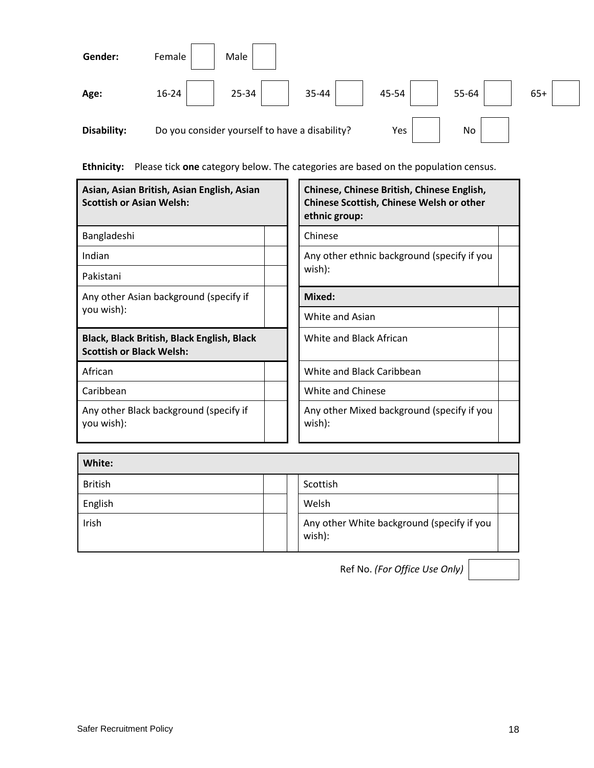**Gender:** Female [ ] Male [ ]

**Age:** 16-24 [ ] 25-34 [ ] 35-44 [ ] 45-54 [ ] 55-64 [ ] 65+ [ ]

**Disability:** Do you consider yourself to have a disability? Yes [ ] No [ ]

**Ethnicity:** Please tick **one** category below. The categories are based on the population census.

| **Asian, Asian British, Asian English, Asian Scottish or Asian Welsh:** | |
|---|---|
| Bangladeshi | |
| Indian | |
| Pakistani | |
| Any other Asian background (specify if you wish): | |

| **Black, Black British, Black English, Black Scottish or Black Welsh:** | |
|---|---|
| African | |
| Caribbean | |
| Any other Black background (specify if you wish): | |

| **Chinese, Chinese British, Chinese English, Chinese Scottish, Chinese Welsh or other ethnic group:** | |
|---|---|
| Chinese | |
| Any other ethnic background (specify if you wish): | |

| **Mixed:** | |
|---|---|
| White and Asian | |
| White and Black African | |
| White and Black Caribbean | |
| White and Chinese | |
| Any other Mixed background (specify if you wish): | |

| **White:** | | | |
|---|---|---|---|
| British | | Scottish | |
| English | | Welsh | |
| Irish | | Any other White background (specify if you wish): | |

Ref No. *(For Office Use Only)* [ ]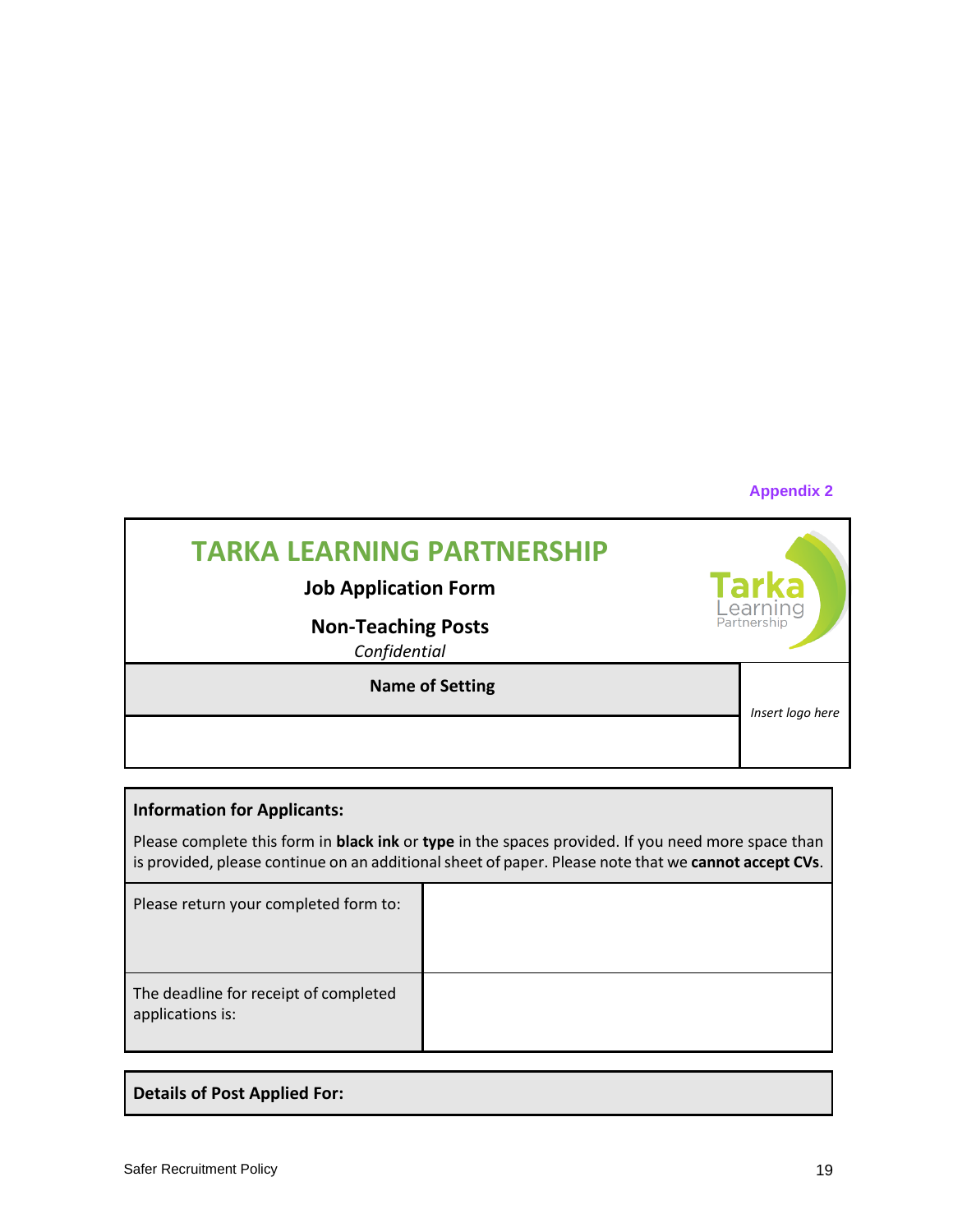Appendix 2

# TARKA LEARNING PARTNERSHIP

**Job Application Form**

**Non-Teaching Posts**

*Confidential*

| **Name of Setting** | *Insert logo here* |
|---|---|
| | |

| **Information for Applicants:** Please complete this form in **black ink** or **type** in the spaces provided. If you need more space than is provided, please continue on an additional sheet of paper. Please note that we **cannot accept CVs**. | |
|---|---|
| Please return your completed form to: | |
| The deadline for receipt of completed applications is: | |

| **Details of Post Applied For:** |
|---|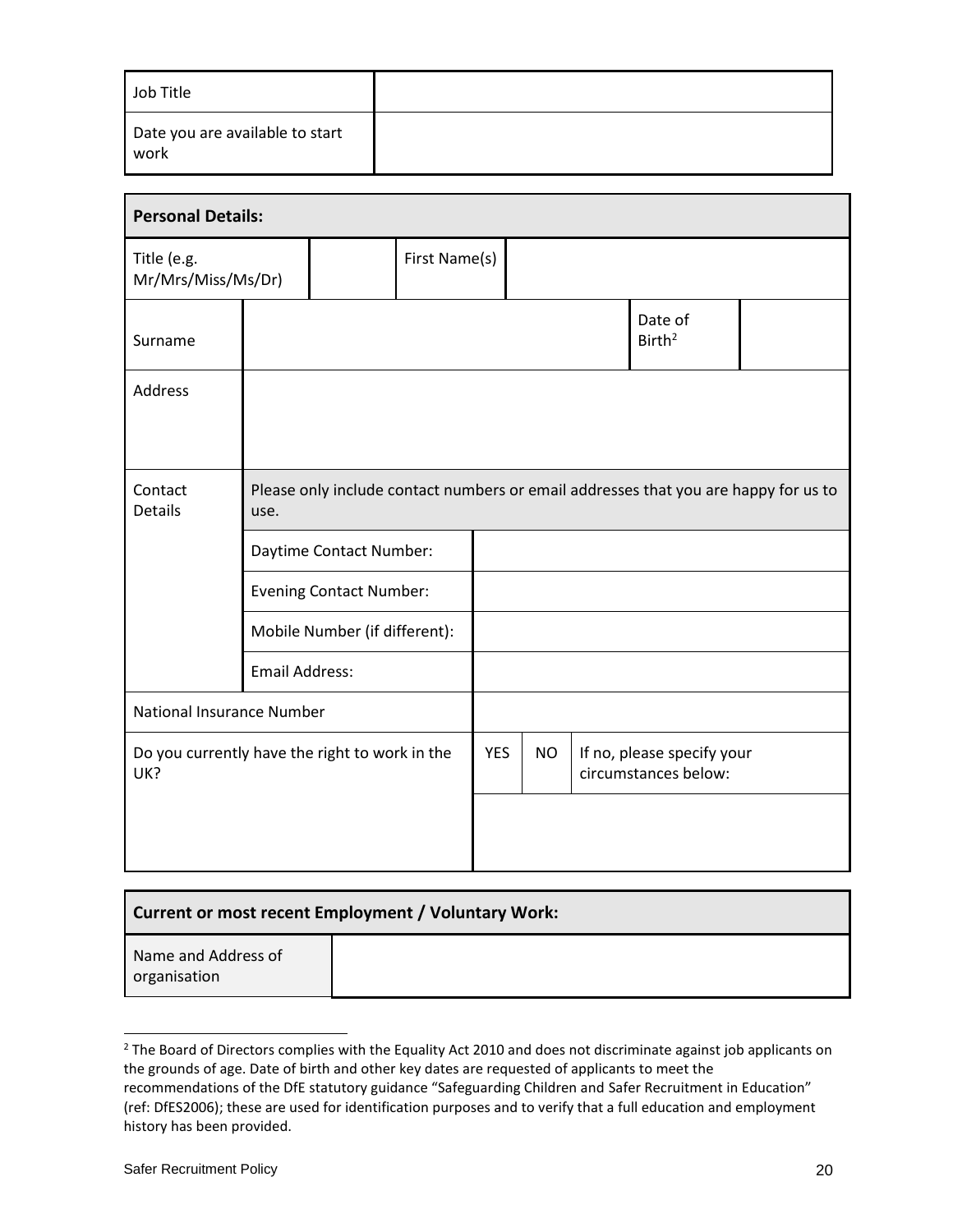| Job Title | |
|---|---|
| Date you are available to start work | |

| **Personal Details:** | | | | | |
|---|---|---|---|---|---|
| Title (e.g. Mr/Mrs/Miss/Ms/Dr) | | First Name(s) | | | |
| Surname | | | | Date of Birth[2] | |
| Address | | | | | |
| Contact Details | Please only include contact numbers or email addresses that you are happy for us to use. | | | | |
| | Daytime Contact Number: | | | | |
| | Evening Contact Number: | | | | |
| | Mobile Number (if different): | | | | |
| | Email Address: | | | | |
| National Insurance Number | | | | | |
| Do you currently have the right to work in the UK? | | YES | NO | If no, please specify your circumstances below: | |
| | | | | | |

| **Current or most recent Employment / Voluntary Work:** | |
|---|---|
| Name and Address of organisation | |

[2] The Board of Directors complies with the Equality Act 2010 and does not discriminate against job applicants on the grounds of age. Date of birth and other key dates are requested of applicants to meet the recommendations of the DfE statutory guidance "Safeguarding Children and Safer Recruitment in Education" (ref: DfES2006); these are used for identification purposes and to verify that a full education and employment history has been provided.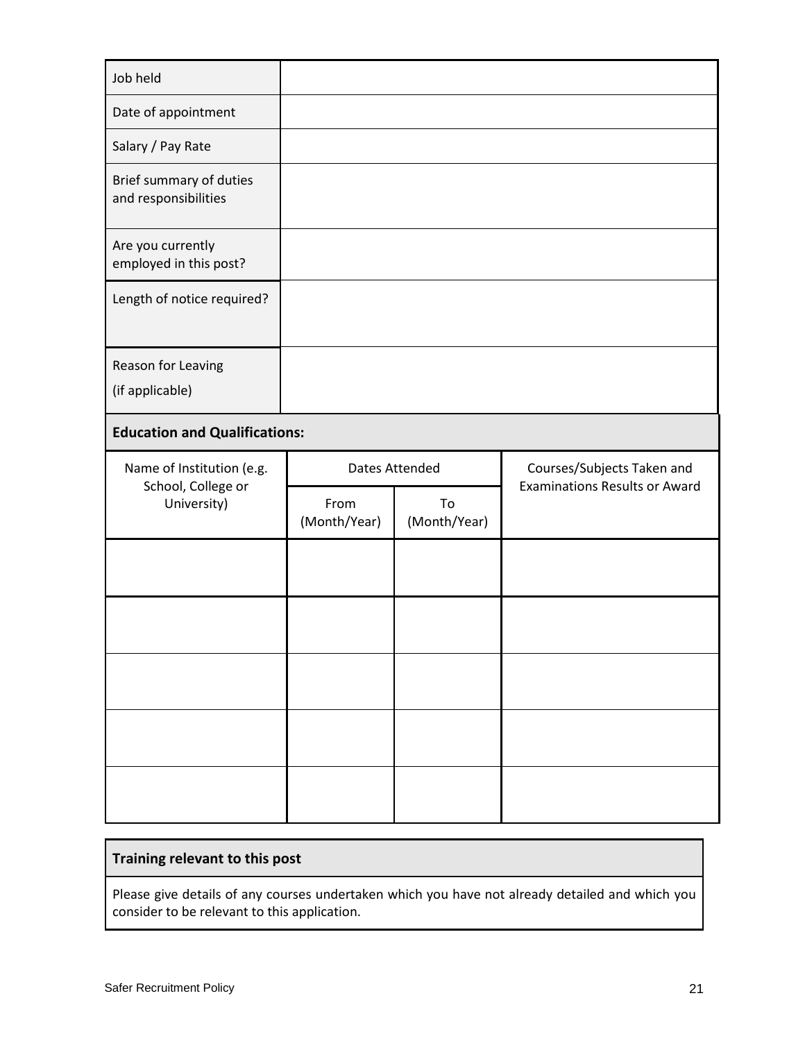| Job held | |
|---|---|
| Date of appointment | |
| Salary / Pay Rate | |
| Brief summary of duties and responsibilities | |
| Are you currently employed in this post? | |
| Length of notice required? | |
| Reason for Leaving (if applicable) | |

**Education and Qualifications:**

| Name of Institution (e.g. School, College or University) | Dates Attended | | Courses/Subjects Taken and Examinations Results or Award |
|---|---|---|---|
| | From (Month/Year) | To (Month/Year) | |
| | | | |
| | | | |
| | | | |
| | | | |
| | | | |

| **Training relevant to this post** |
|---|
| Please give details of any courses undertaken which you have not already detailed and which you consider to be relevant to this application. |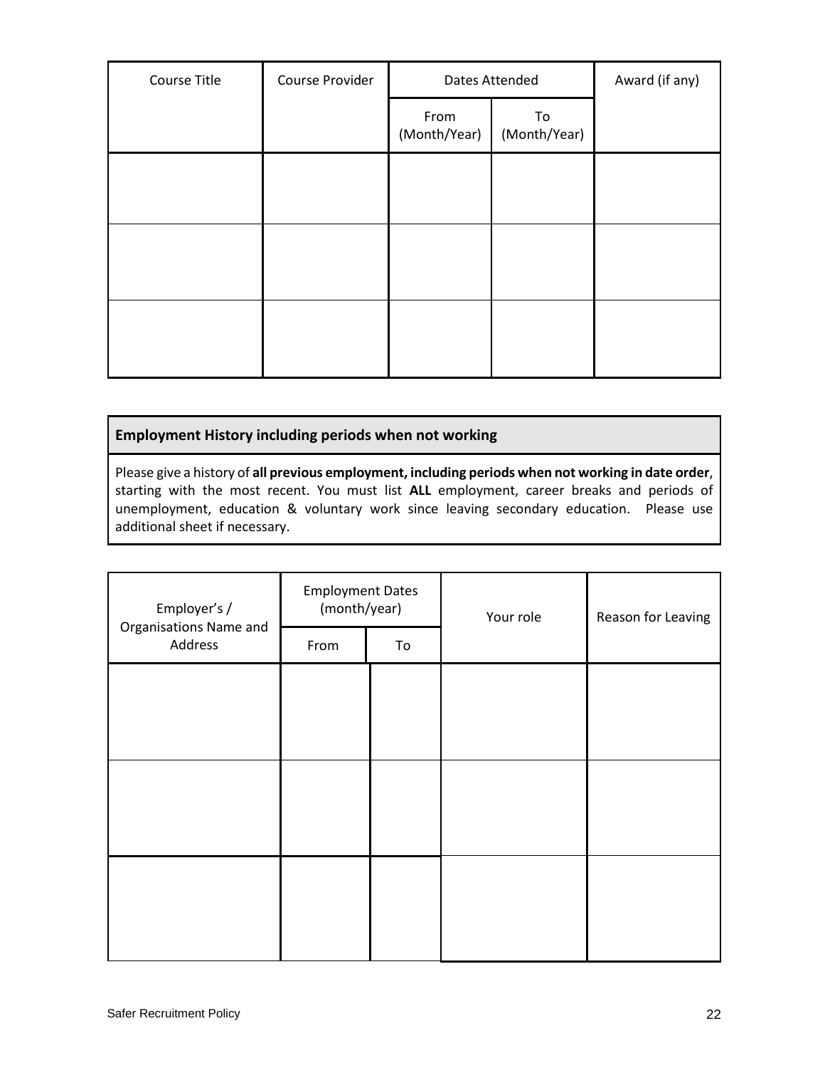| Course Title | Course Provider | Dates Attended | | Award (if any) |
|---|---|---|---|---|
| | | From (Month/Year) | To (Month/Year) | |
| | | | | |
| | | | | |
| | | | | |

**Employment History including periods when not working**

Please give a history of **all previous employment, including periods when not working in date order**, starting with the most recent. You must list **ALL** employment, career breaks and periods of unemployment, education & voluntary work since leaving secondary education. Please use additional sheet if necessary.

| Employer's / Organisations Name and Address | Employment Dates (month/year) | | Your role | Reason for Leaving |
|---|---|---|---|---|
| | From | To | | |
| | | | | |
| | | | | |
| | | | | |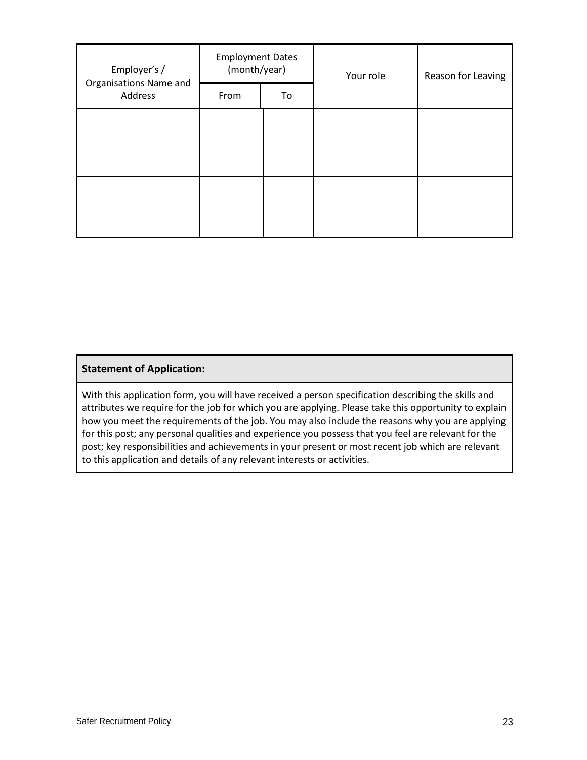| Employer's / Organisations Name and Address | Employment Dates (month/year) | | Your role | Reason for Leaving |
|---|---|---|---|---|
| | From | To | | |
| | | | | |
| | | | | |

| **Statement of Application:** |
|---|
| With this application form, you will have received a person specification describing the skills and attributes we require for the job for which you are applying. Please take this opportunity to explain how you meet the requirements of the job. You may also include the reasons why you are applying for this post; any personal qualities and experience you possess that you feel are relevant for the post; key responsibilities and achievements in your present or most recent job which are relevant to this application and details of any relevant interests or activities. |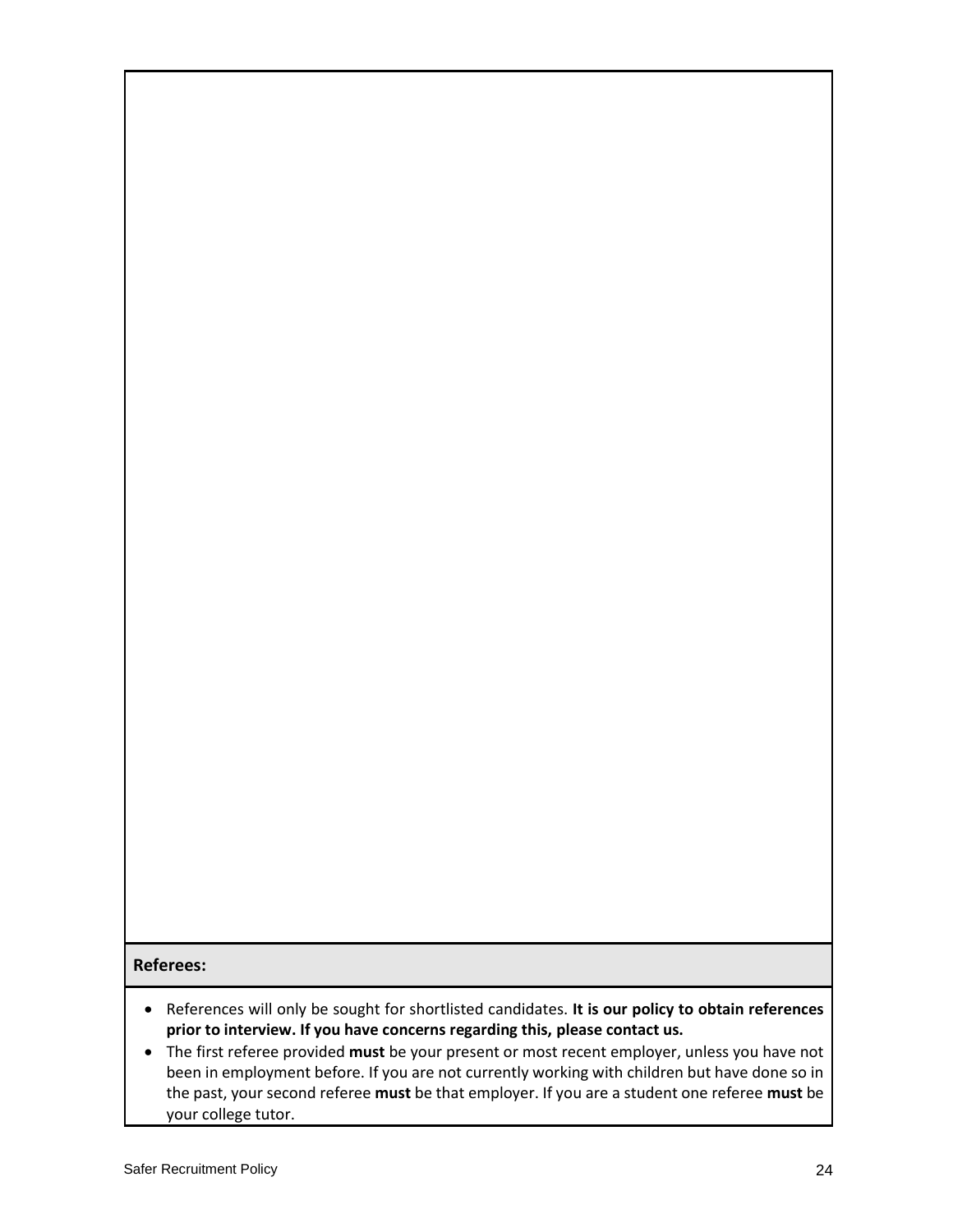**Referees:**

- References will only be sought for shortlisted candidates. **It is our policy to obtain references prior to interview. If you have concerns regarding this, please contact us.**
- The first referee provided **must** be your present or most recent employer, unless you have not been in employment before. If you are not currently working with children but have done so in the past, your second referee **must** be that employer. If you are a student one referee **must** be your college tutor.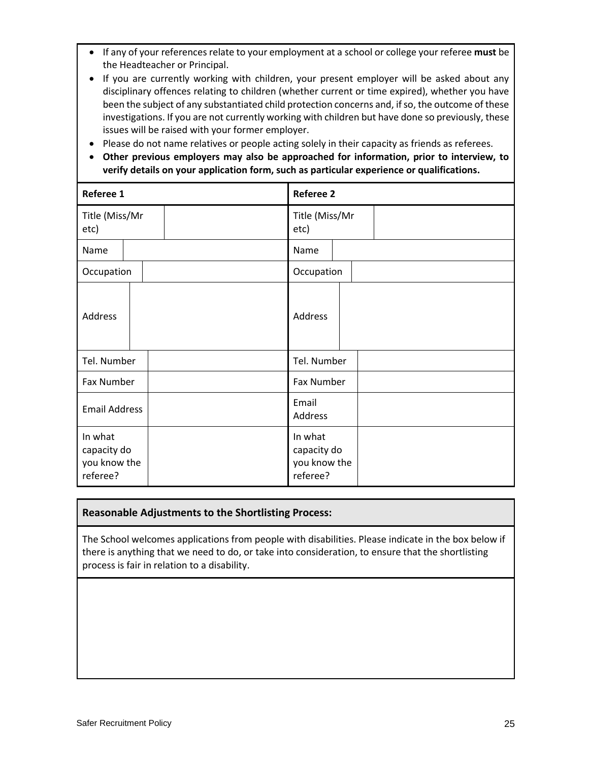- If any of your references relate to your employment at a school or college your referee **must** be the Headteacher or Principal.
- If you are currently working with children, your present employer will be asked about any disciplinary offences relating to children (whether current or time expired), whether you have been the subject of any substantiated child protection concerns and, if so, the outcome of these investigations. If you are not currently working with children but have done so previously, these issues will be raised with your former employer.
- Please do not name relatives or people acting solely in their capacity as friends as referees.
- **Other previous employers may also be approached for information, prior to interview, to verify details on your application form, such as particular experience or qualifications.**

| **Referee 1** | | **Referee 2** | |
|---|---|---|---|
| Title (Miss/Mr etc) | | Title (Miss/Mr etc) | |
| Name | | Name | |
| Occupation | | Occupation | |
| Address | | Address | |
| Tel. Number | | Tel. Number | |
| Fax Number | | Fax Number | |
| Email Address | | Email Address | |
| In what capacity do you know the referee? | | In what capacity do you know the referee? | |

| **Reasonable Adjustments to the Shortlisting Process:** |
|---|
| The School welcomes applications from people with disabilities. Please indicate in the box below if there is anything that we need to do, or take into consideration, to ensure that the shortlisting process is fair in relation to a disability. |
| |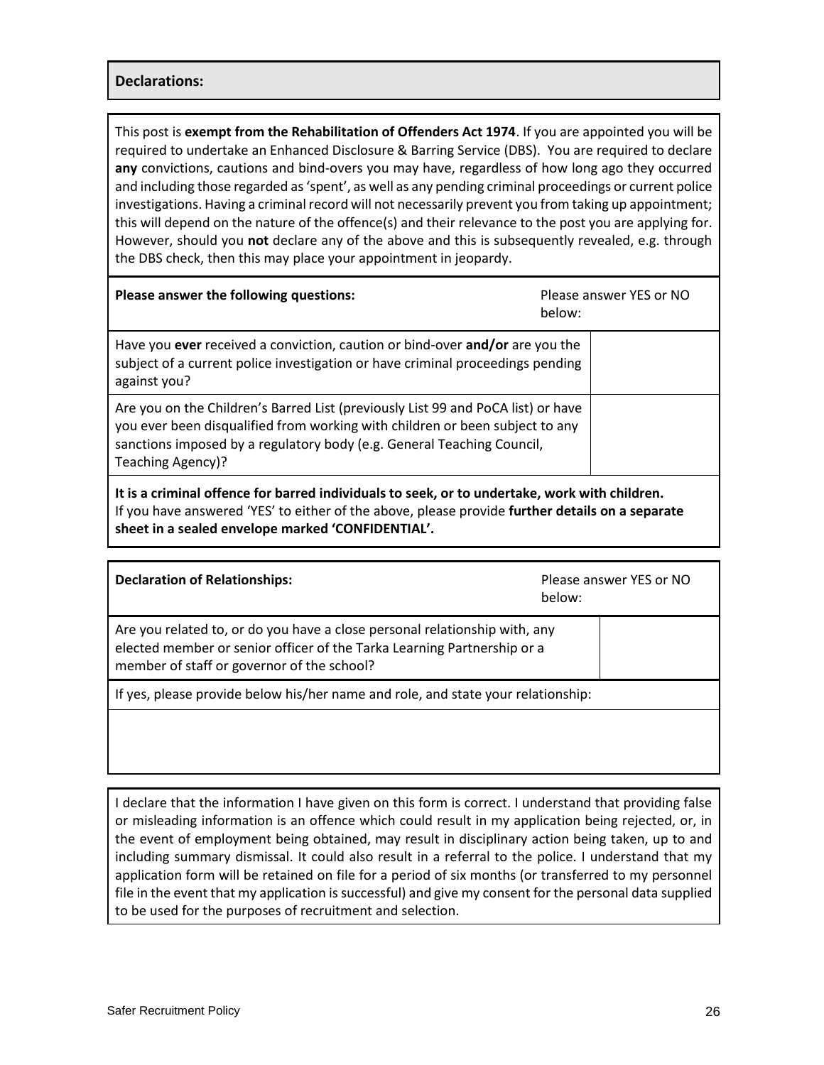## Declarations:

This post is **exempt from the Rehabilitation of Offenders Act 1974**. If you are appointed you will be required to undertake an Enhanced Disclosure & Barring Service (DBS). You are required to declare **any** convictions, cautions and bind-overs you may have, regardless of how long ago they occurred and including those regarded as 'spent', as well as any pending criminal proceedings or current police investigations. Having a criminal record will not necessarily prevent you from taking up appointment; this will depend on the nature of the offence(s) and their relevance to the post you are applying for. However, should you **not** declare any of the above and this is subsequently revealed, e.g. through the DBS check, then this may place your appointment in jeopardy.

| **Please answer the following questions:** | Please answer YES or NO below: |
|---|---|
| Have you **ever** received a conviction, caution or bind-over **and/or** are you the subject of a current police investigation or have criminal proceedings pending against you? | |
| Are you on the Children's Barred List (previously List 99 and PoCA list) or have you ever been disqualified from working with children or been subject to any sanctions imposed by a regulatory body (e.g. General Teaching Council, Teaching Agency)? | |

**It is a criminal offence for barred individuals to seek, or to undertake, work with children.**
If you have answered 'YES' to either of the above, please provide **further details on a separate sheet in a sealed envelope marked 'CONFIDENTIAL'.**

| **Declaration of Relationships:** | Please answer YES or NO below: |
|---|---|
| Are you related to, or do you have a close personal relationship with, any elected member or senior officer of the Tarka Learning Partnership or a member of staff or governor of the school? | |

If yes, please provide below his/her name and role, and state your relationship:

I declare that the information I have given on this form is correct. I understand that providing false or misleading information is an offence which could result in my application being rejected, or, in the event of employment being obtained, may result in disciplinary action being taken, up to and including summary dismissal. It could also result in a referral to the police. I understand that my application form will be retained on file for a period of six months (or transferred to my personnel file in the event that my application is successful) and give my consent for the personal data supplied to be used for the purposes of recruitment and selection.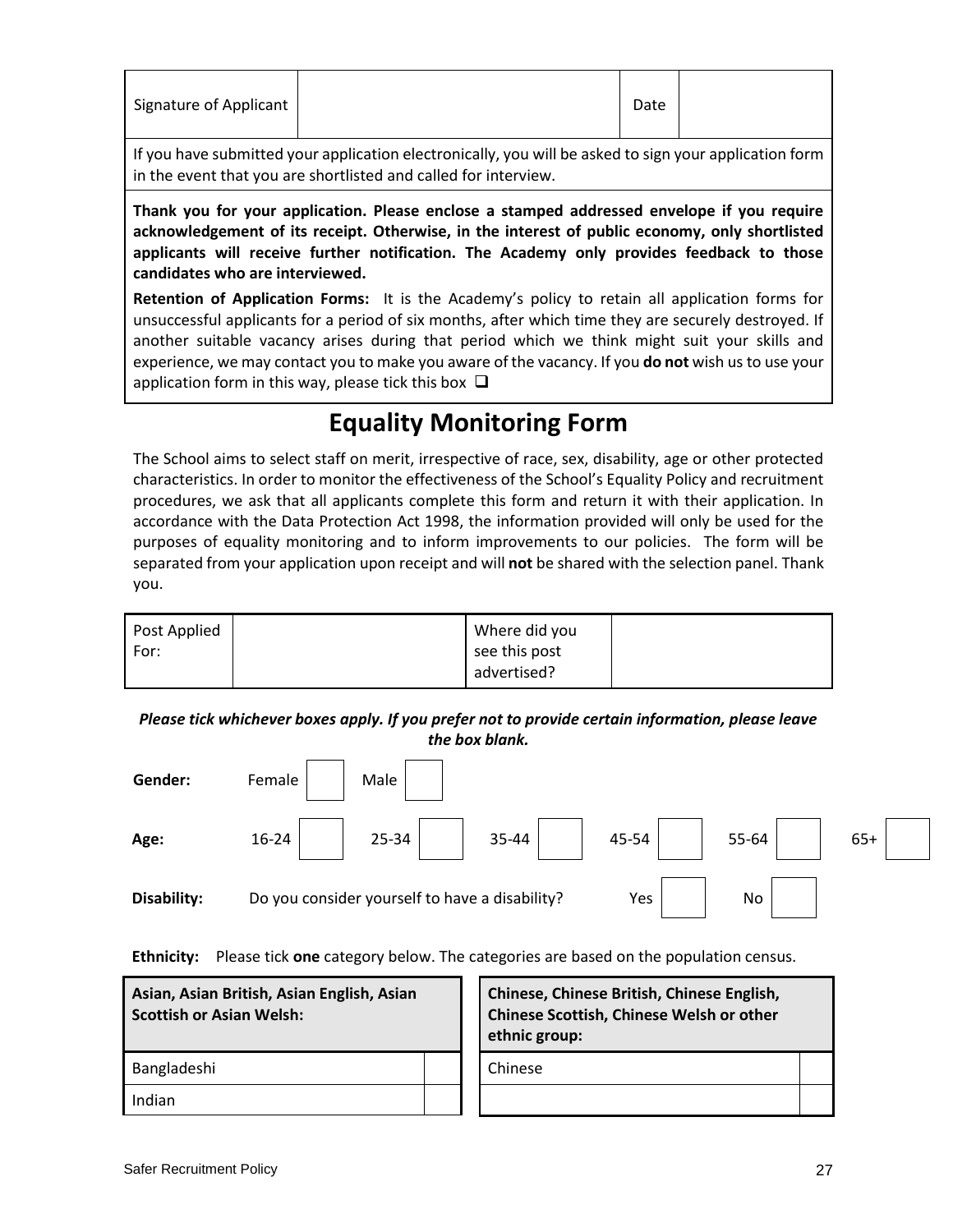| Signature of Applicant | | Date | |
|---|---|---|---|

If you have submitted your application electronically, you will be asked to sign your application form in the event that you are shortlisted and called for interview.

**Thank you for your application. Please enclose a stamped addressed envelope if you require acknowledgement of its receipt. Otherwise, in the interest of public economy, only shortlisted applicants will receive further notification. The Academy only provides feedback to those candidates who are interviewed.**

**Retention of Application Forms:** It is the Academy's policy to retain all application forms for unsuccessful applicants for a period of six months, after which time they are securely destroyed. If another suitable vacancy arises during that period which we think might suit your skills and experience, we may contact you to make you aware of the vacancy. If you **do not** wish us to use your application form in this way, please tick this box ❑

# Equality Monitoring Form

The School aims to select staff on merit, irrespective of race, sex, disability, age or other protected characteristics. In order to monitor the effectiveness of the School's Equality Policy and recruitment procedures, we ask that all applicants complete this form and return it with their application. In accordance with the Data Protection Act 1998, the information provided will only be used for the purposes of equality monitoring and to inform improvements to our policies. The form will be separated from your application upon receipt and will **not** be shared with the selection panel. Thank you.

| Post Applied For: | | Where did you see this post advertised? | |
|---|---|---|---|

***Please tick whichever boxes apply. If you prefer not to provide certain information, please leave the box blank.***

**Gender:** Female ☐ Male ☐

**Age:** 16-24 ☐ 25-34 ☐ 35-44 ☐ 45-54 ☐ 55-64 ☐ 65+ ☐

**Disability:** Do you consider yourself to have a disability? Yes ☐ No ☐

**Ethnicity:** Please tick **one** category below. The categories are based on the population census.

| **Asian, Asian British, Asian English, Asian Scottish or Asian Welsh:** | |
|---|---|
| Bangladeshi | |
| Indian | |

| **Chinese, Chinese British, Chinese English, Chinese Scottish, Chinese Welsh or other ethnic group:** | |
|---|---|
| Chinese | |
| | |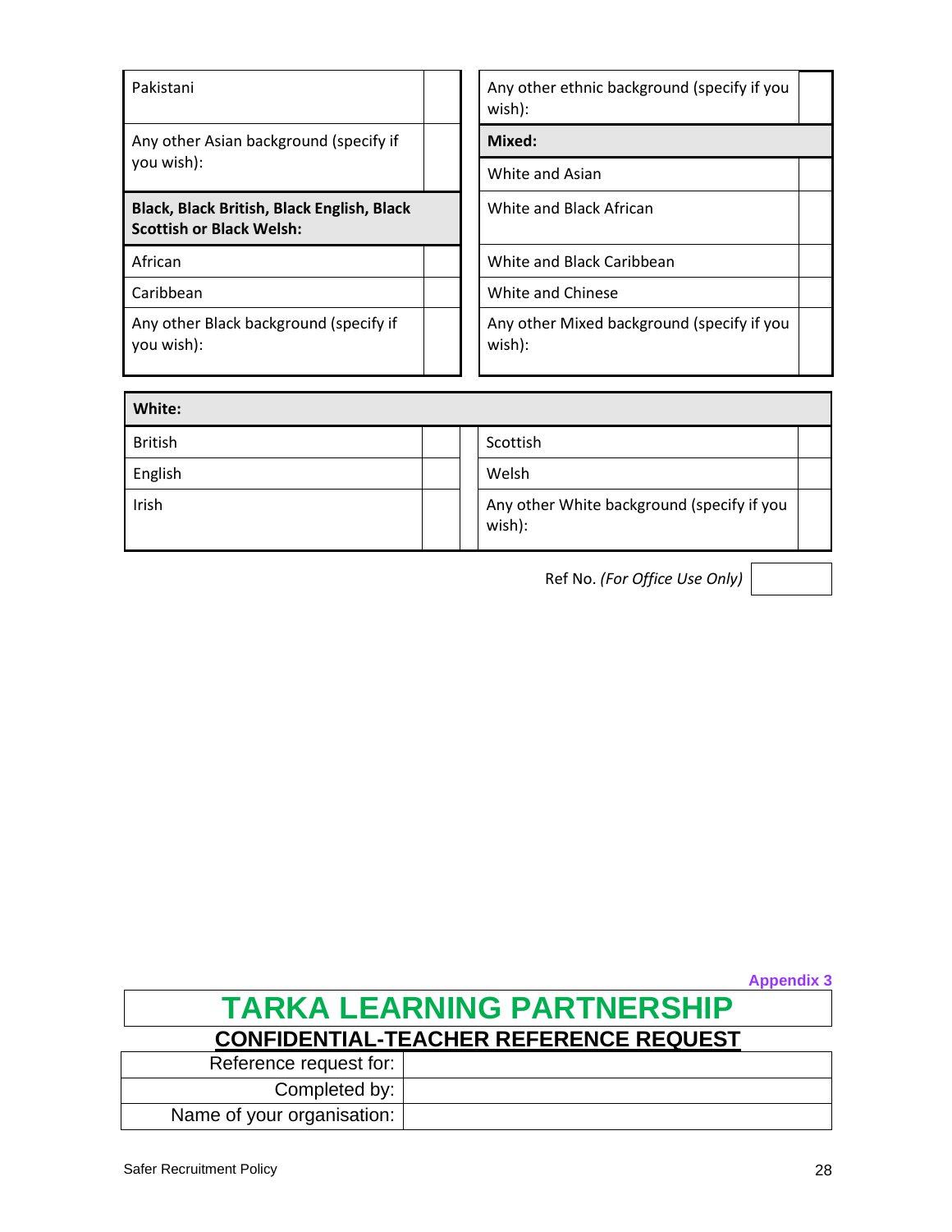| | |
|---|---|
| Pakistani | |
| Any other Asian background (specify if you wish): | |
| **Black, Black British, Black English, Black Scottish or Black Welsh:** | |
| African | |
| Caribbean | |
| Any other Black background (specify if you wish): | |

| | |
|---|---|
| Any other ethnic background (specify if you wish): | |
| **Mixed:** | |
| White and Asian | |
| White and Black African | |
| White and Black Caribbean | |
| White and Chinese | |
| Any other Mixed background (specify if you wish): | |

| **White:** | | | |
|---|---|---|---|
| British | | Scottish | |
| English | | Welsh | |
| Irish | | Any other White background (specify if you wish): | |

Ref No. *(For Office Use Only)*

Appendix 3

# TARKA LEARNING PARTNERSHIP

## CONFIDENTIAL-TEACHER REFERENCE REQUEST

| | |
|---|---|
| Reference request for: | |
| Completed by: | |
| Name of your organisation: | |

Safer Recruitment Policy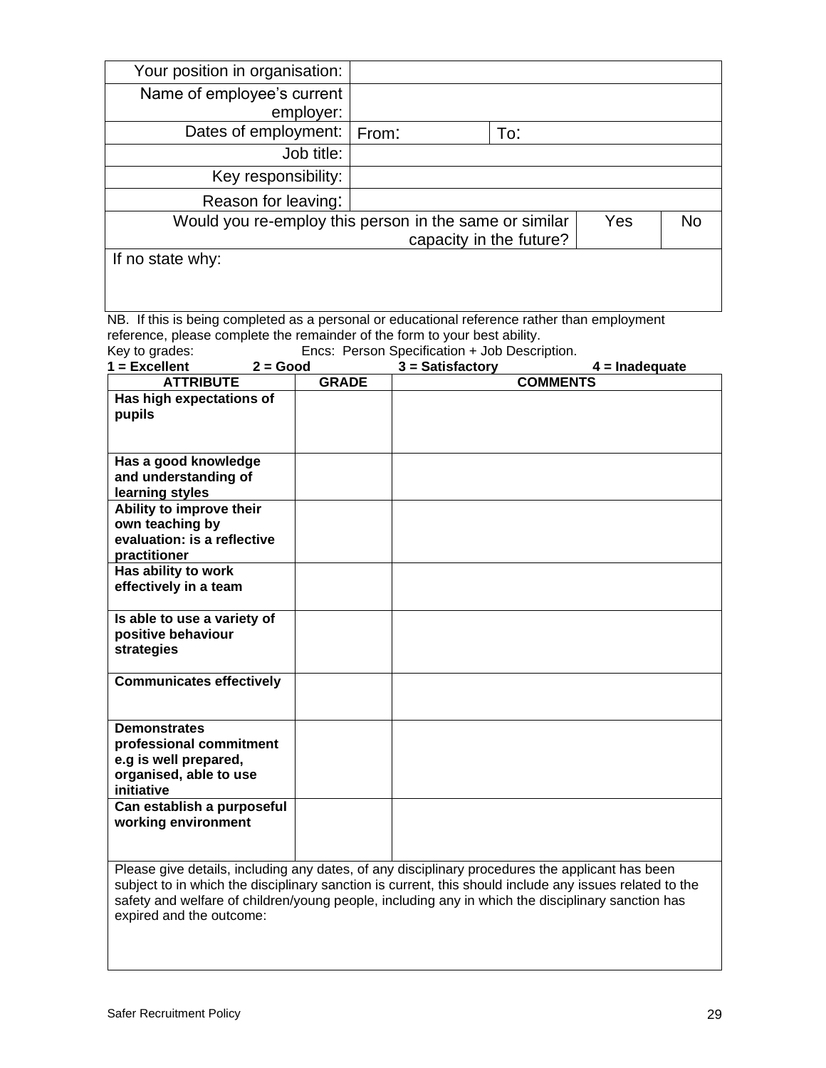| Your position in organisation: | | |
|---|---|---|
| Name of employee's current employer: | | |
| Dates of employment: | From: | To: |
| Job title: | | |
| Key responsibility: | | |
| Reason for leaving: | | |

| Would you re-employ this person in the same or similar capacity in the future? | Yes | No |
|---|---|---|
| If no state why: | | |

NB. If this is being completed as a personal or educational reference rather than employment reference, please complete the remainder of the form to your best ability.

Key to grades: Encs: Person Specification + Job Description.

**1 = Excellent** **2 = Good** **3 = Satisfactory** **4 = Inadequate**

| ATTRIBUTE | GRADE | COMMENTS |
|---|---|---|
| **Has high expectations of pupils** | | |
| **Has a good knowledge and understanding of learning styles** | | |
| **Ability to improve their own teaching by evaluation: is a reflective practitioner** | | |
| **Has ability to work effectively in a team** | | |
| **Is able to use a variety of positive behaviour strategies** | | |
| **Communicates effectively** | | |
| **Demonstrates professional commitment e.g is well prepared, organised, able to use initiative** | | |
| **Can establish a purposeful working environment** | | |

| Please give details, including any dates, of any disciplinary procedures the applicant has been subject to in which the disciplinary sanction is current, this should include any issues related to the safety and welfare of children/young people, including any in which the disciplinary sanction has expired and the outcome: |
|---|
| |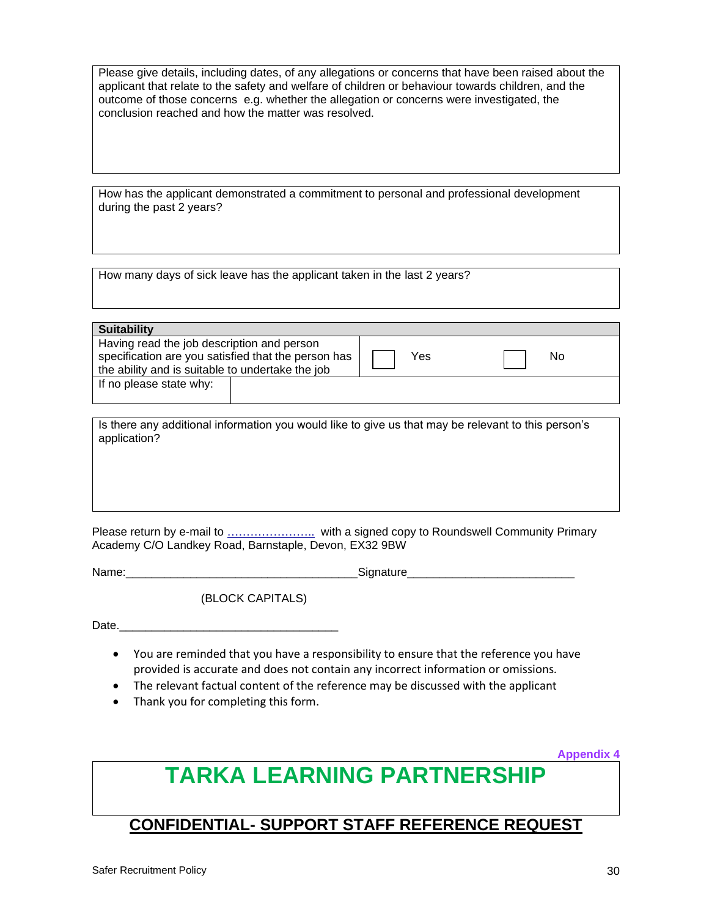| Please give details, including dates, of any allegations or concerns that have been raised about the applicant that relate to the safety and welfare of children or behaviour towards children, and the outcome of those concerns e.g. whether the allegation or concerns were investigated, the conclusion reached and how the matter was resolved. |
|---|
| |

| How has the applicant demonstrated a commitment to personal and professional development during the past 2 years? |
|---|
| |

| How many days of sick leave has the applicant taken in the last 2 years? |
|---|
| |

| **Suitability** | | |
|---|---|---|
| Having read the job description and person specification are you satisfied that the person has the ability and is suitable to undertake the job | ☐ Yes | ☐ No |
| If no please state why: | | |

| Is there any additional information you would like to give us that may be relevant to this person's application? |
|---|
| |

Please return by e-mail to ………………….. with a signed copy to Roundswell Community Primary Academy C/O Landkey Road, Barnstaple, Devon, EX32 9BW

Name:____________________________________Signature__________________________

(BLOCK CAPITALS)

Date.__________________________________

- You are reminded that you have a responsibility to ensure that the reference you have provided is accurate and does not contain any incorrect information or omissions.
- The relevant factual content of the reference may be discussed with the applicant
- Thank you for completing this form.

**Appendix 4**

# TARKA LEARNING PARTNERSHIP

## CONFIDENTIAL- SUPPORT STAFF REFERENCE REQUEST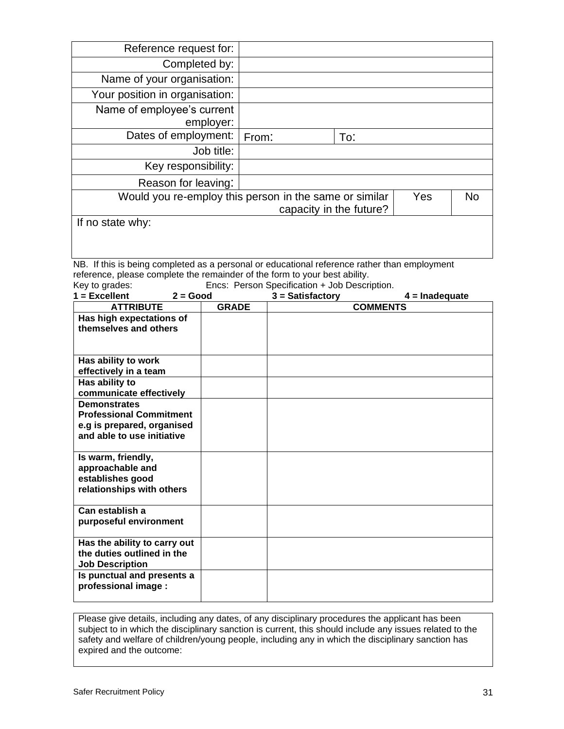| Reference request for: | | | | |
|---|---|---|---|---|
| Completed by: | | | | |
| Name of your organisation: | | | | |
| Your position in organisation: | | | | |
| Name of employee's current employer: | | | | |
| Dates of employment: | From: | To: | | |
| Job title: | | | | |
| Key responsibility: | | | | |
| Reason for leaving: | | | | |
| Would you re-employ this person in the same or similar capacity in the future? | | | Yes | No |
| If no state why: | | | | |

NB. If this is being completed as a personal or educational reference rather than employment reference, please complete the remainder of the form to your best ability.

Key to grades: Encs: Person Specification + Job Description.

**1 = Excellent 2 = Good 3 = Satisfactory 4 = Inadequate**

| ATTRIBUTE | GRADE | COMMENTS |
|---|---|---|
| **Has high expectations of themselves and others** | | |
| **Has ability to work effectively in a team** | | |
| **Has ability to communicate effectively** | | |
| **Demonstrates Professional Commitment e.g is prepared, organised and able to use initiative** | | |
| **Is warm, friendly, approachable and establishes good relationships with others** | | |
| **Can establish a purposeful environment** | | |
| **Has the ability to carry out the duties outlined in the Job Description** | | |
| **Is punctual and presents a professional image :** | | |

| Please give details, including any dates, of any disciplinary procedures the applicant has been subject to in which the disciplinary sanction is current, this should include any issues related to the safety and welfare of children/young people, including any in which the disciplinary sanction has expired and the outcome: |
|---|
| |

Safer Recruitment Policy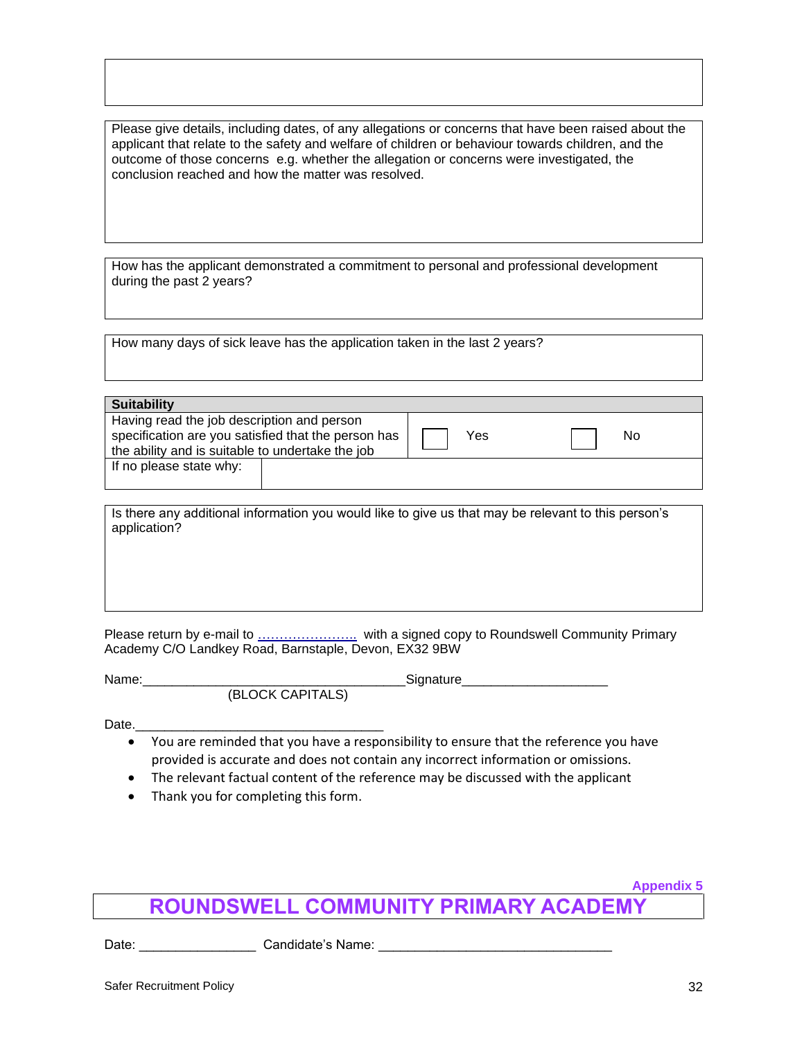| |
|---|
| |

| Please give details, including dates, of any allegations or concerns that have been raised about the applicant that relate to the safety and welfare of children or behaviour towards children, and the outcome of those concerns e.g. whether the allegation or concerns were investigated, the conclusion reached and how the matter was resolved. |
|---|
| |

| How has the applicant demonstrated a commitment to personal and professional development during the past 2 years? |
|---|
| |

| How many days of sick leave has the application taken in the last 2 years? |
|---|
| |

| **Suitability** | | | | |
|---|---|---|---|---|
| Having read the job description and person specification are you satisfied that the person has the ability and is suitable to undertake the job | ☐ | Yes | ☐ | No |
| If no please state why: | | | | |

| Is there any additional information you would like to give us that may be relevant to this person's application? |
|---|
| |

Please return by e-mail to …………………. with a signed copy to Roundswell Community Primary Academy C/O Landkey Road, Barnstaple, Devon, EX32 9BW

Name:____________________________________Signature____________________
(BLOCK CAPITALS)

Date.___________________________________

- You are reminded that you have a responsibility to ensure that the reference you have provided is accurate and does not contain any incorrect information or omissions.
- The relevant factual content of the reference may be discussed with the applicant
- Thank you for completing this form.

**Appendix 5**

# ROUNDSWELL COMMUNITY PRIMARY ACADEMY

Date: ________________ Candidate's Name: ________________________________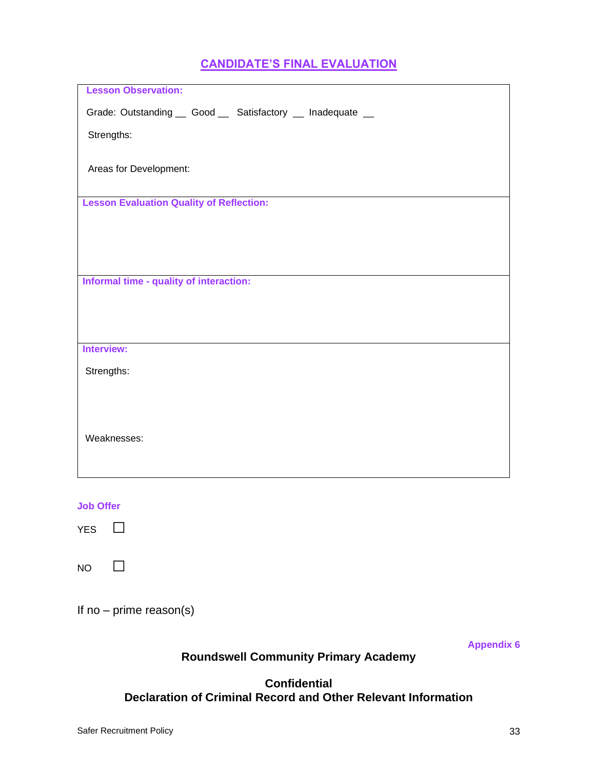## CANDIDATE'S FINAL EVALUATION

| **Lesson Observation:**<br><br>Grade: Outstanding __ Good __ Satisfactory __ Inadequate __<br><br>Strengths:<br><br>Areas for Development: |
|---|
| **Lesson Evaluation Quality of Reflection:** |
| **Informal time - quality of interaction:** |
| **Interview:**<br><br>Strengths:<br><br>Weaknesses: |

**Job Offer**

YES ☐

NO ☐

If no – prime reason(s)

**Appendix 6**

**Roundswell Community Primary Academy**

**Confidential**
**Declaration of Criminal Record and Other Relevant Information**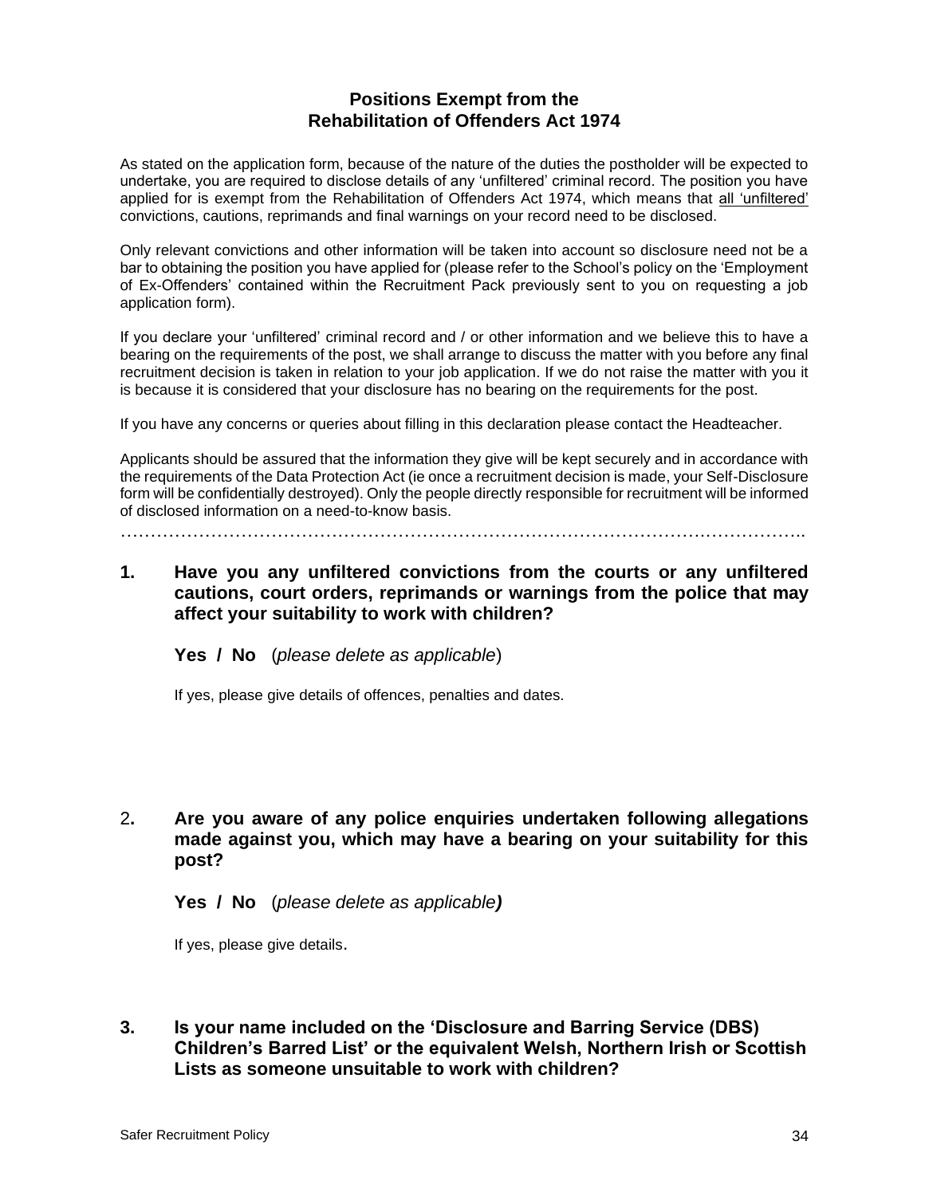## Positions Exempt from the Rehabilitation of Offenders Act 1974

As stated on the application form, because of the nature of the duties the postholder will be expected to undertake, you are required to disclose details of any 'unfiltered' criminal record. The position you have applied for is exempt from the Rehabilitation of Offenders Act 1974, which means that <u>all 'unfiltered'</u> convictions, cautions, reprimands and final warnings on your record need to be disclosed.

Only relevant convictions and other information will be taken into account so disclosure need not be a bar to obtaining the position you have applied for (please refer to the School's policy on the 'Employment of Ex-Offenders' contained within the Recruitment Pack previously sent to you on requesting a job application form).

If you declare your 'unfiltered' criminal record and / or other information and we believe this to have a bearing on the requirements of the post, we shall arrange to discuss the matter with you before any final recruitment decision is taken in relation to your job application. If we do not raise the matter with you it is because it is considered that your disclosure has no bearing on the requirements for the post.

If you have any concerns or queries about filling in this declaration please contact the Headteacher.

Applicants should be assured that the information they give will be kept securely and in accordance with the requirements of the Data Protection Act (ie once a recruitment decision is made, your Self-Disclosure form will be confidentially destroyed). Only the people directly responsible for recruitment will be informed of disclosed information on a need-to-know basis.

…………………………………………………………………………………………………….

**1. Have you any unfiltered convictions from the courts or any unfiltered cautions, court orders, reprimands or warnings from the police that may affect your suitability to work with children?**

**Yes / No** (*please delete as applicable*)

If yes, please give details of offences, penalties and dates.

**2. Are you aware of any police enquiries undertaken following allegations made against you, which may have a bearing on your suitability for this post?**

**Yes / No** (*please delete as applicable)*

If yes, please give details.

**3. Is your name included on the 'Disclosure and Barring Service (DBS) Children's Barred List' or the equivalent Welsh, Northern Irish or Scottish Lists as someone unsuitable to work with children?**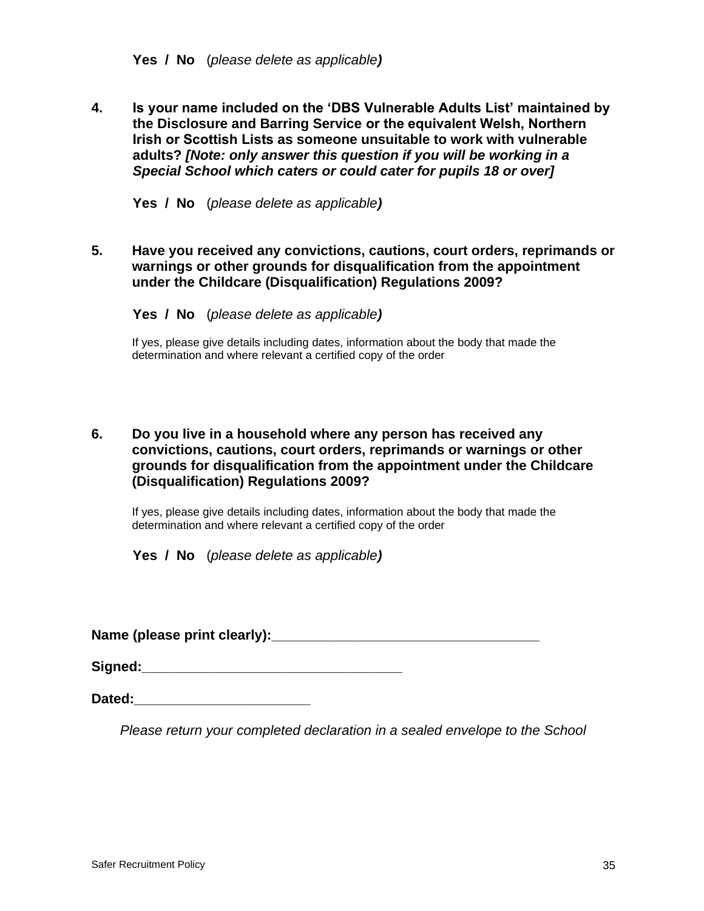**Yes / No** (*please delete as applicable)*

4. **Is your name included on the 'DBS Vulnerable Adults List' maintained by the Disclosure and Barring Service or the equivalent Welsh, Northern Irish or Scottish Lists as someone unsuitable to work with vulnerable adults?** ***[Note: only answer this question if you will be working in a Special School which caters or could cater for pupils 18 or over]***

   **Yes / No** (*please delete as applicable)*

5. **Have you received any convictions, cautions, court orders, reprimands or warnings or other grounds for disqualification from the appointment under the Childcare (Disqualification) Regulations 2009?**

   **Yes / No** (*please delete as applicable)*

   If yes, please give details including dates, information about the body that made the determination and where relevant a certified copy of the order

6. **Do you live in a household where any person has received any convictions, cautions, court orders, reprimands or warnings or other grounds for disqualification from the appointment under the Childcare (Disqualification) Regulations 2009?**

   If yes, please give details including dates, information about the body that made the determination and where relevant a certified copy of the order

   **Yes / No** (*please delete as applicable)*

**Name (please print clearly):**___________________________________

**Signed:**___________________________________

**Dated:**________________________

*Please return your completed declaration in a sealed envelope to the School*